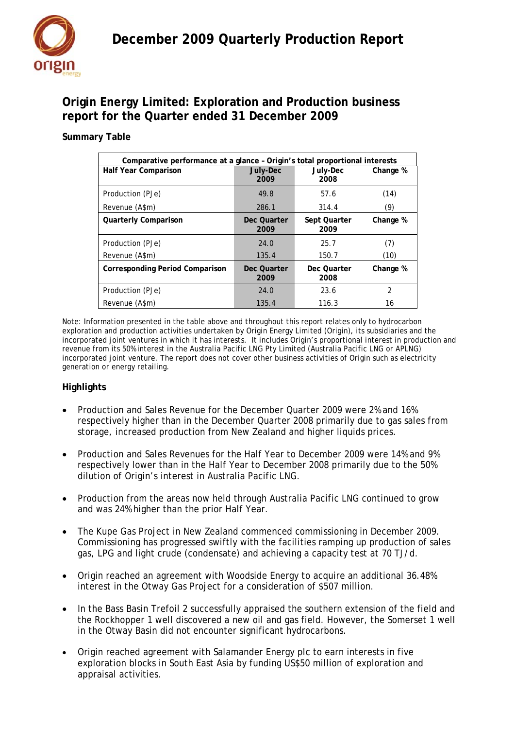# December 2009 Quarterly Production Report

## Origin Energy Limited: Exploration and Production business report for the Quarter ended 31 December 2009

### Summary Table

| Comparative performance at a glance – Origin's total proportional interests | | | |
|---|---|---|---|
| **Half Year Comparison** | **July-Dec 2009** | **July-Dec 2008** | **Change %** |
| Production (PJe) | 49.8 | 57.6 | (14) |
| Revenue (A$m) | 286.1 | 314.4 | (9) |
| **Quarterly Comparison** | **Dec Quarter 2009** | **Sept Quarter 2009** | **Change %** |
| Production (PJe) | 24.0 | 25.7 | (7) |
| Revenue (A$m) | 135.4 | 150.7 | (10) |
| **Corresponding Period Comparison** | **Dec Quarter 2009** | **Dec Quarter 2008** | **Change %** |
| Production (PJe) | 24.0 | 23.6 | 2 |
| Revenue (A$m) | 135.4 | 116.3 | 16 |

Note: Information presented in the table above and throughout this report relates only to hydrocarbon exploration and production activities undertaken by Origin Energy Limited (Origin), its subsidiaries and the incorporated joint ventures in which it has interests. It includes Origin's proportional interest in production and revenue from its 50% interest in the Australia Pacific LNG Pty Limited (Australia Pacific LNG or APLNG) incorporated joint venture. The report does not cover other business activities of Origin such as electricity generation or energy retailing.

### Highlights

- Production and Sales Revenue for the December Quarter 2009 were 2% and 16% respectively higher than in the December Quarter 2008 primarily due to gas sales from storage, increased production from New Zealand and higher liquids prices.
- Production and Sales Revenues for the Half Year to December 2009 were 14% and 9% respectively lower than in the Half Year to December 2008 primarily due to the 50% dilution of Origin's interest in Australia Pacific LNG.
- Production from the areas now held through Australia Pacific LNG continued to grow and was 24% higher than the prior Half Year.
- The Kupe Gas Project in New Zealand commenced commissioning in December 2009. Commissioning has progressed swiftly with the facilities ramping up production of sales gas, LPG and light crude (condensate) and achieving a capacity test at 70 TJ/d.
- Origin reached an agreement with Woodside Energy to acquire an additional 36.48% interest in the Otway Gas Project for a consideration of $507 million.
- In the Bass Basin Trefoil 2 successfully appraised the southern extension of the field and the Rockhopper 1 well discovered a new oil and gas field. However, the Somerset 1 well in the Otway Basin did not encounter significant hydrocarbons.
- Origin reached agreement with Salamander Energy plc to earn interests in five exploration blocks in South East Asia by funding US$50 million of exploration and appraisal activities.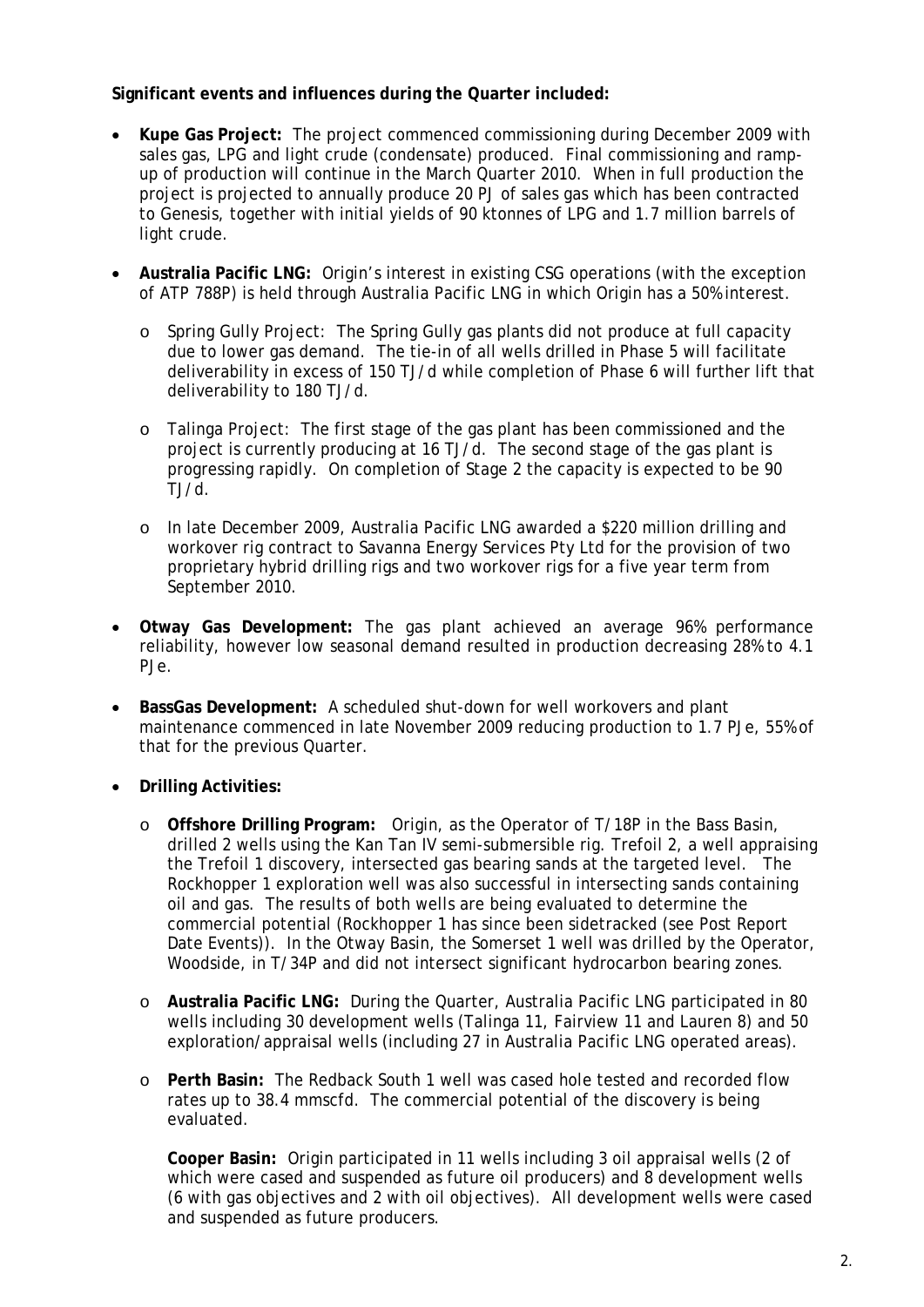**Significant events and influences during the Quarter included:**

- **Kupe Gas Project:** The project commenced commissioning during December 2009 with sales gas, LPG and light crude (condensate) produced. Final commissioning and ramp-up of production will continue in the March Quarter 2010. When in full production the project is projected to annually produce 20 PJ of sales gas which has been contracted to Genesis, together with initial yields of 90 ktonnes of LPG and 1.7 million barrels of light crude.

- **Australia Pacific LNG:** Origin's interest in existing CSG operations (with the exception of ATP 788P) is held through Australia Pacific LNG in which Origin has a 50% interest.

  - Spring Gully Project: The Spring Gully gas plants did not produce at full capacity due to lower gas demand. The tie-in of all wells drilled in Phase 5 will facilitate deliverability in excess of 150 TJ/d while completion of Phase 6 will further lift that deliverability to 180 TJ/d.

  - Talinga Project: The first stage of the gas plant has been commissioned and the project is currently producing at 16 TJ/d. The second stage of the gas plant is progressing rapidly. On completion of Stage 2 the capacity is expected to be 90 TJ/d.

  - In late December 2009, Australia Pacific LNG awarded a $220 million drilling and workover rig contract to Savanna Energy Services Pty Ltd for the provision of two proprietary hybrid drilling rigs and two workover rigs for a five year term from September 2010.

- **Otway Gas Development:** The gas plant achieved an average 96% performance reliability, however low seasonal demand resulted in production decreasing 28% to 4.1 PJe.

- **BassGas Development:** A scheduled shut-down for well workovers and plant maintenance commenced in late November 2009 reducing production to 1.7 PJe, 55% of that for the previous Quarter.

- **Drilling Activities:**

  - **Offshore Drilling Program:** Origin, as the Operator of T/18P in the Bass Basin, drilled 2 wells using the Kan Tan IV semi-submersible rig. Trefoil 2, a well appraising the Trefoil 1 discovery, intersected gas bearing sands at the targeted level. The Rockhopper 1 exploration well was also successful in intersecting sands containing oil and gas. The results of both wells are being evaluated to determine the commercial potential (Rockhopper 1 has since been sidetracked (see Post Report Date Events)). In the Otway Basin, the Somerset 1 well was drilled by the Operator, Woodside, in T/34P and did not intersect significant hydrocarbon bearing zones.

  - **Australia Pacific LNG:** During the Quarter, Australia Pacific LNG participated in 80 wells including 30 development wells (Talinga 11, Fairview 11 and Lauren 8) and 50 exploration/appraisal wells (including 27 in Australia Pacific LNG operated areas).

  - **Perth Basin:** The Redback South 1 well was cased hole tested and recorded flow rates up to 38.4 mmscfd. The commercial potential of the discovery is being evaluated.

    **Cooper Basin:** Origin participated in 11 wells including 3 oil appraisal wells (2 of which were cased and suspended as future oil producers) and 8 development wells (6 with gas objectives and 2 with oil objectives). All development wells were cased and suspended as future producers.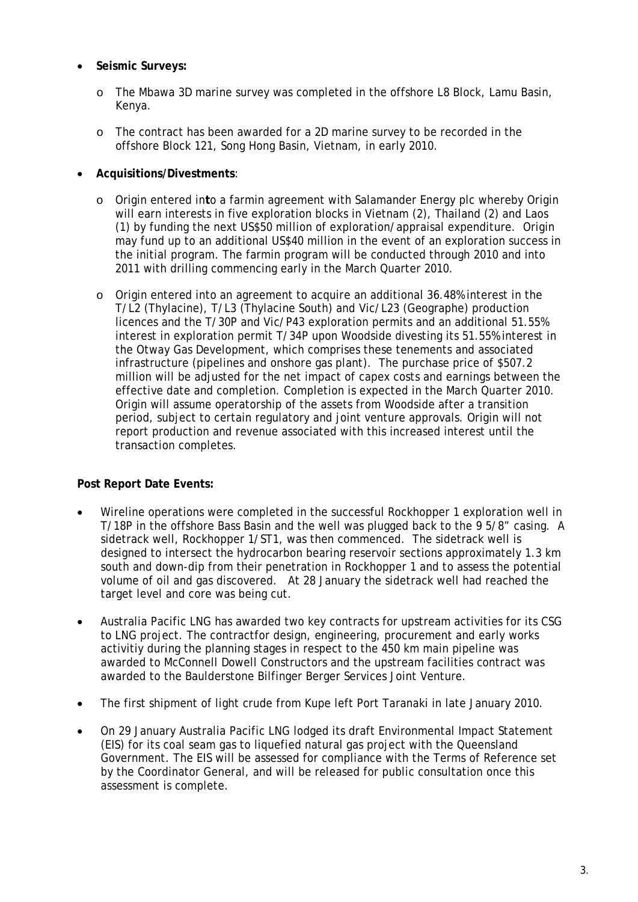- **Seismic Surveys:**
  - The Mbawa 3D marine survey was completed in the offshore L8 Block, Lamu Basin, Kenya.
  - The contract has been awarded for a 2D marine survey to be recorded in the offshore Block 121, Song Hong Basin, Vietnam, in early 2010.

- **Acquisitions/Divestments**:
  - Origin entered into a farmin agreement with Salamander Energy plc whereby Origin will earn interests in five exploration blocks in Vietnam (2), Thailand (2) and Laos (1) by funding the next US$50 million of exploration/appraisal expenditure. Origin may fund up to an additional US$40 million in the event of an exploration success in the initial program. The farmin program will be conducted through 2010 and into 2011 with drilling commencing early in the March Quarter 2010.
  - Origin entered into an agreement to acquire an additional 36.48% interest in the T/L2 (Thylacine), T/L3 (Thylacine South) and Vic/L23 (Geographe) production licences and the T/30P and Vic/P43 exploration permits and an additional 51.55% interest in exploration permit T/34P upon Woodside divesting its 51.55% interest in the Otway Gas Development, which comprises these tenements and associated infrastructure (pipelines and onshore gas plant). The purchase price of $507.2 million will be adjusted for the net impact of capex costs and earnings between the effective date and completion. Completion is expected in the March Quarter 2010. Origin will assume operatorship of the assets from Woodside after a transition period, subject to certain regulatory and joint venture approvals. Origin will not report production and revenue associated with this increased interest until the transaction completes.

**Post Report Date Events:**

- Wireline operations were completed in the successful Rockhopper 1 exploration well in T/18P in the offshore Bass Basin and the well was plugged back to the 9 5/8" casing. A sidetrack well, Rockhopper 1/ST1, was then commenced. The sidetrack well is designed to intersect the hydrocarbon bearing reservoir sections approximately 1.3 km south and down-dip from their penetration in Rockhopper 1 and to assess the potential volume of oil and gas discovered. At 28 January the sidetrack well had reached the target level and core was being cut.

- Australia Pacific LNG has awarded two key contracts for upstream activities for its CSG to LNG project. The contractfor design, engineering, procurement and early works activitiy during the planning stages in respect to the 450 km main pipeline was awarded to McConnell Dowell Constructors and the upstream facilities contract was awarded to the Baulderstone Bilfinger Berger Services Joint Venture.

- The first shipment of light crude from Kupe left Port Taranaki in late January 2010.

- On 29 January Australia Pacific LNG lodged its draft Environmental Impact Statement (EIS) for its coal seam gas to liquefied natural gas project with the Queensland Government. The EIS will be assessed for compliance with the Terms of Reference set by the Coordinator General, and will be released for public consultation once this assessment is complete.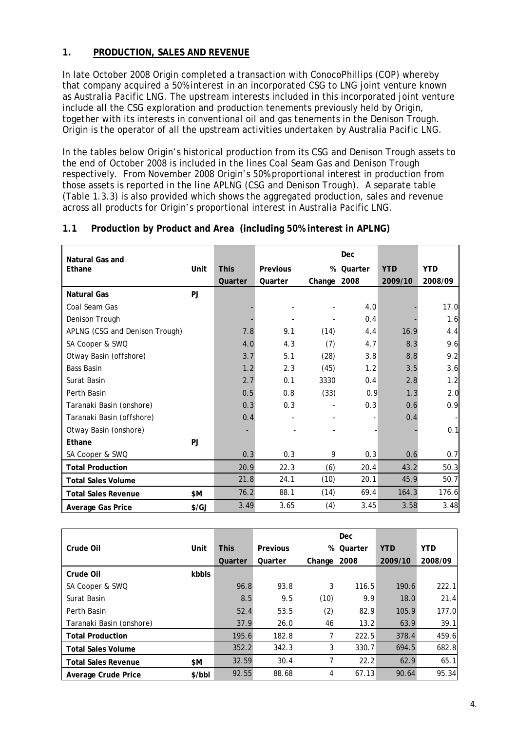## 1. PRODUCTION, SALES AND REVENUE

In late October 2008 Origin completed a transaction with ConocoPhillips (COP) whereby that company acquired a 50% interest in an incorporated CSG to LNG joint venture known as Australia Pacific LNG. The upstream interests included in this incorporated joint venture include all the CSG exploration and production tenements previously held by Origin, together with its interests in conventional oil and gas tenements in the Denison Trough. Origin is the operator of all the upstream activities undertaken by Australia Pacific LNG.

In the tables below Origin's historical production from its CSG and Denison Trough assets to the end of October 2008 is included in the lines Coal Seam Gas and Denison Trough respectively. From November 2008 Origin's 50% proportional interest in production from those assets is reported in the line APLNG (CSG and Denison Trough). A separate table (Table 1.3.3) is also provided which shows the aggregated production, sales and revenue across all products for Origin's proportional interest in Australia Pacific LNG.

### 1.1 Production by Product and Area (including 50% interest in APLNG)

| Natural Gas and Ethane | Unit | This Quarter | Previous Quarter | % Change | Dec Quarter 2008 | YTD 2009/10 | YTD 2008/09 |
|---|---|---|---|---|---|---|---|
| **Natural Gas** | PJ | | | | | | |
| Coal Seam Gas | | - | - | - | 4.0 | - | 17.0 |
| Denison Trough | | - | - | - | 0.4 | - | 1.6 |
| APLNG (CSG and Denison Trough) | | 7.8 | 9.1 | (14) | 4.4 | 16.9 | 4.4 |
| SA Cooper & SWQ | | 4.0 | 4.3 | (7) | 4.7 | 8.3 | 9.6 |
| Otway Basin (offshore) | | 3.7 | 5.1 | (28) | 3.8 | 8.8 | 9.2 |
| Bass Basin | | 1.2 | 2.3 | (45) | 1.2 | 3.5 | 3.6 |
| Surat Basin | | 2.7 | 0.1 | 3330 | 0.4 | 2.8 | 1.2 |
| Perth Basin | | 0.5 | 0.8 | (33) | 0.9 | 1.3 | 2.0 |
| Taranaki Basin (onshore) | | 0.3 | 0.3 | - | 0.3 | 0.6 | 0.9 |
| Taranaki Basin (offshore) | | 0.4 | - | - | - | 0.4 | - |
| Otway Basin (onshore) | | - | - | - | - | - | 0.1 |
| **Ethane** | PJ | | | | | | |
| SA Cooper & SWQ | | 0.3 | 0.3 | 9 | 0.3 | 0.6 | 0.7 |
| **Total Production** | | 20.9 | 22.3 | (6) | 20.4 | 43.2 | 50.3 |
| **Total Sales Volume** | | 21.8 | 24.1 | (10) | 20.1 | 45.9 | 50.7 |
| **Total Sales Revenue** | $M | 76.2 | 88.1 | (14) | 69.4 | 164.3 | 176.6 |
| **Average Gas Price** | $/GJ | 3.49 | 3.65 | (4) | 3.45 | 3.58 | 3.48 |

| Crude Oil | Unit | This Quarter | Previous Quarter | % Change | Dec Quarter 2008 | YTD 2009/10 | YTD 2008/09 |
|---|---|---|---|---|---|---|---|
| **Crude Oil** | kbbls | | | | | | |
| SA Cooper & SWQ | | 96.8 | 93.8 | 3 | 116.5 | 190.6 | 222.1 |
| Surat Basin | | 8.5 | 9.5 | (10) | 9.9 | 18.0 | 21.4 |
| Perth Basin | | 52.4 | 53.5 | (2) | 82.9 | 105.9 | 177.0 |
| Taranaki Basin (onshore) | | 37.9 | 26.0 | 46 | 13.2 | 63.9 | 39.1 |
| **Total Production** | | 195.6 | 182.8 | 7 | 222.5 | 378.4 | 459.6 |
| **Total Sales Volume** | | 352.2 | 342.3 | 3 | 330.7 | 694.5 | 682.8 |
| **Total Sales Revenue** | $M | 32.59 | 30.4 | 7 | 22.2 | 62.9 | 65.1 |
| **Average Crude Price** | $/bbl | 92.55 | 88.68 | 4 | 67.13 | 90.64 | 95.34 |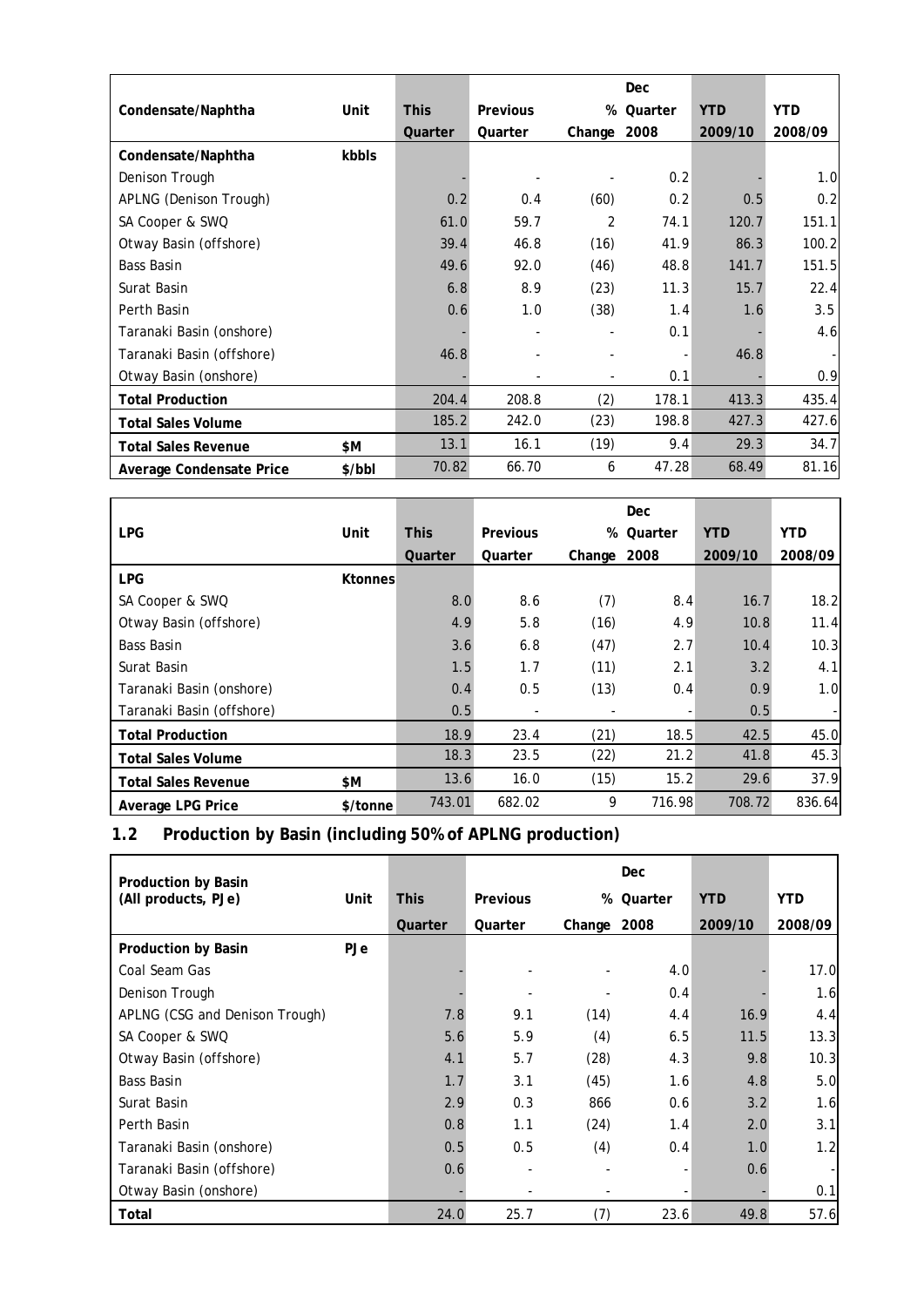| Condensate/Naphtha | Unit | This Quarter | Previous Quarter | % Change | Dec Quarter 2008 | YTD 2009/10 | YTD 2008/09 |
|---|---|---|---|---|---|---|---|
| **Condensate/Naphtha** | **kbbls** | | | | | | |
| Denison Trough | | - | - | - | 0.2 | - | 1.0 |
| APLNG (Denison Trough) | | 0.2 | 0.4 | (60) | 0.2 | 0.5 | 0.2 |
| SA Cooper & SWQ | | 61.0 | 59.7 | 2 | 74.1 | 120.7 | 151.1 |
| Otway Basin (offshore) | | 39.4 | 46.8 | (16) | 41.9 | 86.3 | 100.2 |
| Bass Basin | | 49.6 | 92.0 | (46) | 48.8 | 141.7 | 151.5 |
| Surat Basin | | 6.8 | 8.9 | (23) | 11.3 | 15.7 | 22.4 |
| Perth Basin | | 0.6 | 1.0 | (38) | 1.4 | 1.6 | 3.5 |
| Taranaki Basin (onshore) | | - | - | - | 0.1 | - | 4.6 |
| Taranaki Basin (offshore) | | 46.8 | - | - | - | 46.8 | - |
| Otway Basin (onshore) | | - | - | - | 0.1 | - | 0.9 |
| **Total Production** | | 204.4 | 208.8 | (2) | 178.1 | 413.3 | 435.4 |
| **Total Sales Volume** | | 185.2 | 242.0 | (23) | 198.8 | 427.3 | 427.6 |
| **Total Sales Revenue** | **$M** | 13.1 | 16.1 | (19) | 9.4 | 29.3 | 34.7 |
| **Average Condensate Price** | **$/bbl** | 70.82 | 66.70 | 6 | 47.28 | 68.49 | 81.16 |

| LPG | Unit | This Quarter | Previous Quarter | % Change | Dec Quarter 2008 | YTD 2009/10 | YTD 2008/09 |
|---|---|---|---|---|---|---|---|
| **LPG** | **Ktonnes** | | | | | | |
| SA Cooper & SWQ | | 8.0 | 8.6 | (7) | 8.4 | 16.7 | 18.2 |
| Otway Basin (offshore) | | 4.9 | 5.8 | (16) | 4.9 | 10.8 | 11.4 |
| Bass Basin | | 3.6 | 6.8 | (47) | 2.7 | 10.4 | 10.3 |
| Surat Basin | | 1.5 | 1.7 | (11) | 2.1 | 3.2 | 4.1 |
| Taranaki Basin (onshore) | | 0.4 | 0.5 | (13) | 0.4 | 0.9 | 1.0 |
| Taranaki Basin (offshore) | | 0.5 | - | - | - | 0.5 | - |
| **Total Production** | | 18.9 | 23.4 | (21) | 18.5 | 42.5 | 45.0 |
| **Total Sales Volume** | | 18.3 | 23.5 | (22) | 21.2 | 41.8 | 45.3 |
| **Total Sales Revenue** | **$M** | 13.6 | 16.0 | (15) | 15.2 | 29.6 | 37.9 |
| **Average LPG Price** | **$/tonne** | 743.01 | 682.02 | 9 | 716.98 | 708.72 | 836.64 |

## 1.2 Production by Basin (including 50% of APLNG production)

| Production by Basin (All products, PJe) | Unit | This Quarter | Previous Quarter | % Change | Dec Quarter 2008 | YTD 2009/10 | YTD 2008/09 |
|---|---|---|---|---|---|---|---|
| **Production by Basin** | **PJe** | | | | | | |
| Coal Seam Gas | | - | - | - | 4.0 | - | 17.0 |
| Denison Trough | | - | - | - | 0.4 | - | 1.6 |
| APLNG (CSG and Denison Trough) | | 7.8 | 9.1 | (14) | 4.4 | 16.9 | 4.4 |
| SA Cooper & SWQ | | 5.6 | 5.9 | (4) | 6.5 | 11.5 | 13.3 |
| Otway Basin (offshore) | | 4.1 | 5.7 | (28) | 4.3 | 9.8 | 10.3 |
| Bass Basin | | 1.7 | 3.1 | (45) | 1.6 | 4.8 | 5.0 |
| Surat Basin | | 2.9 | 0.3 | 866 | 0.6 | 3.2 | 1.6 |
| Perth Basin | | 0.8 | 1.1 | (24) | 1.4 | 2.0 | 3.1 |
| Taranaki Basin (onshore) | | 0.5 | 0.5 | (4) | 0.4 | 1.0 | 1.2 |
| Taranaki Basin (offshore) | | 0.6 | - | - | - | 0.6 | - |
| Otway Basin (onshore) | | - | - | - | - | - | 0.1 |
| **Total** | | 24.0 | 25.7 | (7) | 23.6 | 49.8 | 57.6 |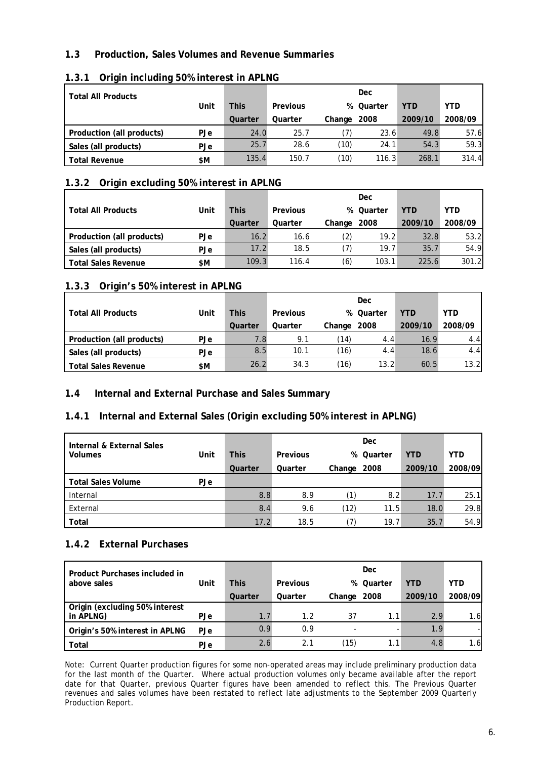## 1.3 Production, Sales Volumes and Revenue Summaries

### 1.3.1 Origin including 50% interest in APLNG

| Total All Products | Unit | This Quarter | Previous Quarter | % Change | Dec Quarter 2008 | YTD 2009/10 | YTD 2008/09 |
|---|---|---|---|---|---|---|---|
| Production (all products) | PJe | 24.0 | 25.7 | (7) | 23.6 | 49.8 | 57.6 |
| Sales (all products) | PJe | 25.7 | 28.6 | (10) | 24.1 | 54.3 | 59.3 |
| Total Revenue | $M | 135.4 | 150.7 | (10) | 116.3 | 268.1 | 314.4 |

### 1.3.2 Origin excluding 50% interest in APLNG

| Total All Products | Unit | This Quarter | Previous Quarter | % Change | Dec Quarter 2008 | YTD 2009/10 | YTD 2008/09 |
|---|---|---|---|---|---|---|---|
| Production (all products) | PJe | 16.2 | 16.6 | (2) | 19.2 | 32.8 | 53.2 |
| Sales (all products) | PJe | 17.2 | 18.5 | (7) | 19.7 | 35.7 | 54.9 |
| Total Sales Revenue | $M | 109.3 | 116.4 | (6) | 103.1 | 225.6 | 301.2 |

### 1.3.3 Origin's 50% interest in APLNG

| Total All Products | Unit | This Quarter | Previous Quarter | % Change | Dec Quarter 2008 | YTD 2009/10 | YTD 2008/09 |
|---|---|---|---|---|---|---|---|
| Production (all products) | PJe | 7.8 | 9.1 | (14) | 4.4 | 16.9 | 4.4 |
| Sales (all products) | PJe | 8.5 | 10.1 | (16) | 4.4 | 18.6 | 4.4 |
| Total Sales Revenue | $M | 26.2 | 34.3 | (16) | 13.2 | 60.5 | 13.2 |

## 1.4 Internal and External Purchase and Sales Summary

### 1.4.1 Internal and External Sales (Origin excluding 50% interest in APLNG)

| Internal & External Sales Volumes | Unit | This Quarter | Previous Quarter | % Change | Dec Quarter 2008 | YTD 2009/10 | YTD 2008/09 |
|---|---|---|---|---|---|---|---|
| Total Sales Volume | PJe | | | | | | |
| Internal | | 8.8 | 8.9 | (1) | 8.2 | 17.7 | 25.1 |
| External | | 8.4 | 9.6 | (12) | 11.5 | 18.0 | 29.8 |
| Total | | 17.2 | 18.5 | (7) | 19.7 | 35.7 | 54.9 |

### 1.4.2 External Purchases

| Product Purchases included in above sales | Unit | This Quarter | Previous Quarter | % Change | Dec Quarter 2008 | YTD 2009/10 | YTD 2008/09 |
|---|---|---|---|---|---|---|---|
| Origin (excluding 50% interest in APLNG) | PJe | 1.7 | 1.2 | 37 | 1.1 | 2.9 | 1.6 |
| Origin's 50% interest in APLNG | PJe | 0.9 | 0.9 | - | - | 1.9 | - |
| Total | PJe | 2.6 | 2.1 | (15) | 1.1 | 4.8 | 1.6 |

Note: Current Quarter production figures for some non-operated areas may include preliminary production data for the last month of the Quarter. Where actual production volumes only became available after the report date for that Quarter, previous Quarter figures have been amended to reflect this. The Previous Quarter revenues and sales volumes have been restated to reflect late adjustments to the September 2009 Quarterly Production Report.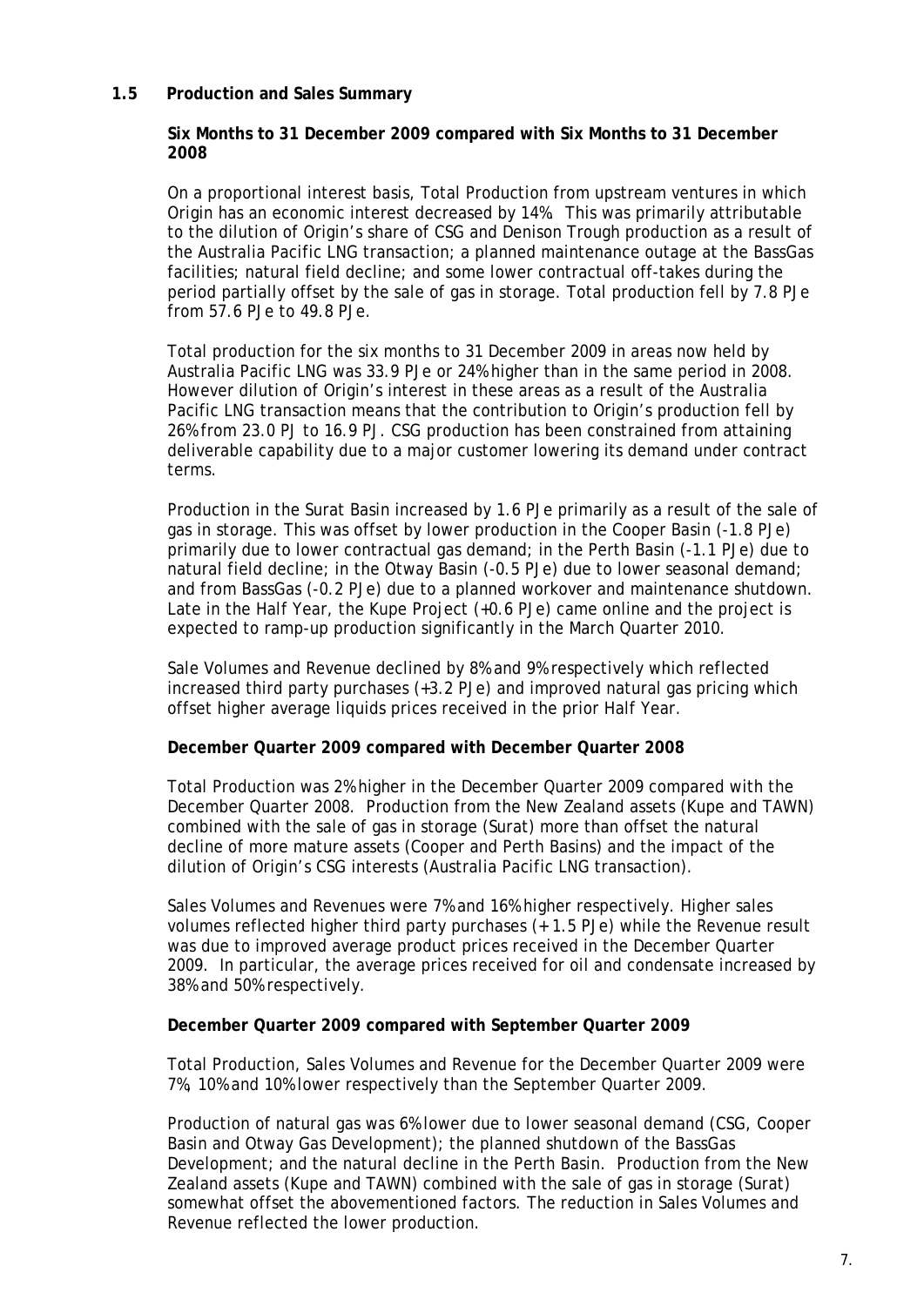## 1.5 Production and Sales Summary

**Six Months to 31 December 2009 compared with Six Months to 31 December 2008**

On a proportional interest basis, Total Production from upstream ventures in which Origin has an economic interest decreased by 14%. This was primarily attributable to the dilution of Origin's share of CSG and Denison Trough production as a result of the Australia Pacific LNG transaction; a planned maintenance outage at the BassGas facilities; natural field decline; and some lower contractual off-takes during the period partially offset by the sale of gas in storage. Total production fell by 7.8 PJe from 57.6 PJe to 49.8 PJe.

Total production for the six months to 31 December 2009 in areas now held by Australia Pacific LNG was 33.9 PJe or 24% higher than in the same period in 2008. However dilution of Origin's interest in these areas as a result of the Australia Pacific LNG transaction means that the contribution to Origin's production fell by 26% from 23.0 PJ to 16.9 PJ. CSG production has been constrained from attaining deliverable capability due to a major customer lowering its demand under contract terms.

Production in the Surat Basin increased by 1.6 PJe primarily as a result of the sale of gas in storage. This was offset by lower production in the Cooper Basin (-1.8 PJe) primarily due to lower contractual gas demand; in the Perth Basin (-1.1 PJe) due to natural field decline; in the Otway Basin (-0.5 PJe) due to lower seasonal demand; and from BassGas (-0.2 PJe) due to a planned workover and maintenance shutdown. Late in the Half Year, the Kupe Project (+0.6 PJe) came online and the project is expected to ramp-up production significantly in the March Quarter 2010.

Sale Volumes and Revenue declined by 8% and 9% respectively which reflected increased third party purchases (+3.2 PJe) and improved natural gas pricing which offset higher average liquids prices received in the prior Half Year.

**December Quarter 2009 compared with December Quarter 2008**

Total Production was 2% higher in the December Quarter 2009 compared with the December Quarter 2008. Production from the New Zealand assets (Kupe and TAWN) combined with the sale of gas in storage (Surat) more than offset the natural decline of more mature assets (Cooper and Perth Basins) and the impact of the dilution of Origin's CSG interests (Australia Pacific LNG transaction).

Sales Volumes and Revenues were 7% and 16% higher respectively. Higher sales volumes reflected higher third party purchases (+ 1.5 PJe) while the Revenue result was due to improved average product prices received in the December Quarter 2009. In particular, the average prices received for oil and condensate increased by 38% and 50% respectively.

**December Quarter 2009 compared with September Quarter 2009**

Total Production, Sales Volumes and Revenue for the December Quarter 2009 were 7%, 10% and 10% lower respectively than the September Quarter 2009.

Production of natural gas was 6% lower due to lower seasonal demand (CSG, Cooper Basin and Otway Gas Development); the planned shutdown of the BassGas Development; and the natural decline in the Perth Basin. Production from the New Zealand assets (Kupe and TAWN) combined with the sale of gas in storage (Surat) somewhat offset the abovementioned factors. The reduction in Sales Volumes and Revenue reflected the lower production.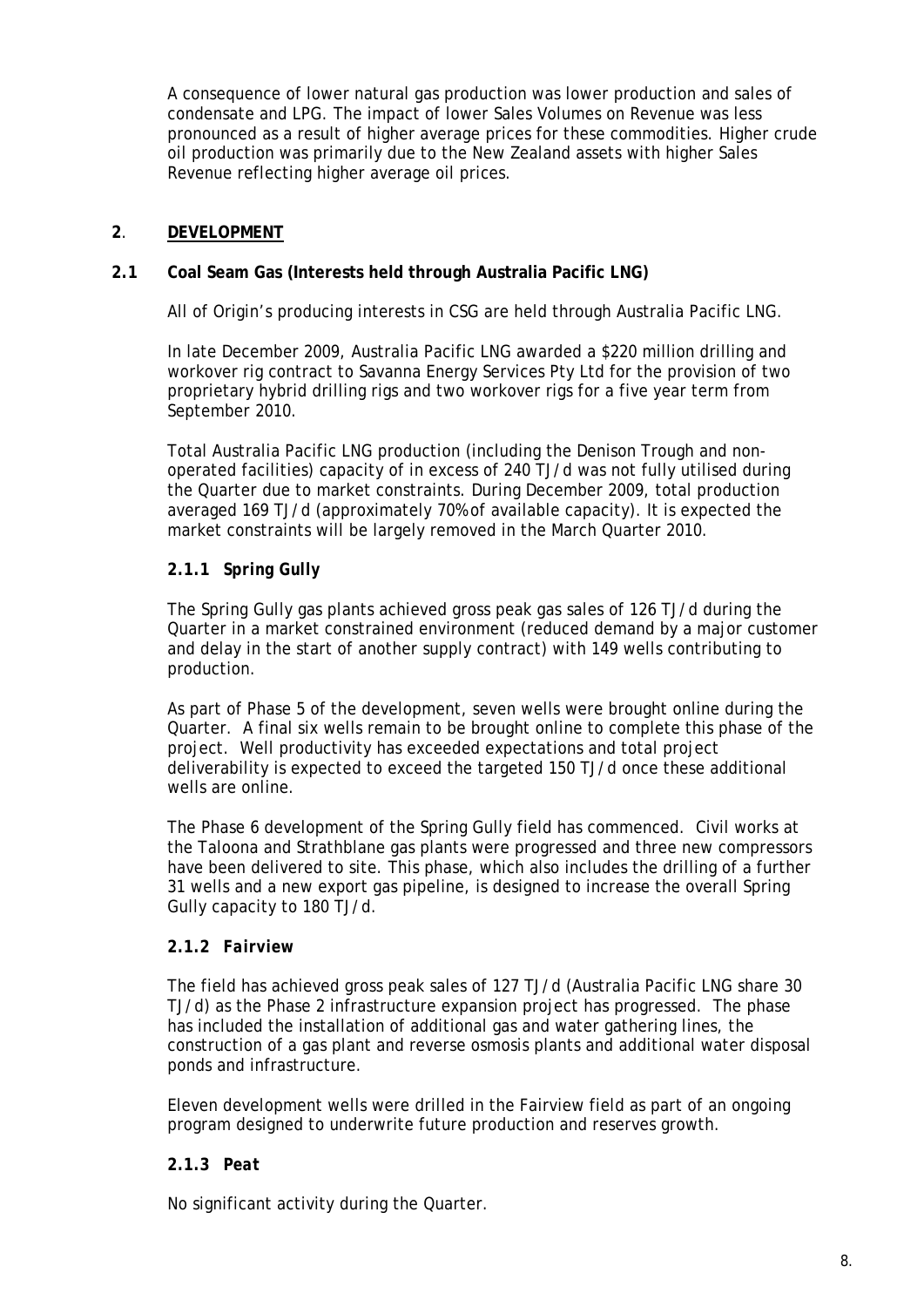A consequence of lower natural gas production was lower production and sales of condensate and LPG. The impact of lower Sales Volumes on Revenue was less pronounced as a result of higher average prices for these commodities. Higher crude oil production was primarily due to the New Zealand assets with higher Sales Revenue reflecting higher average oil prices.

## **2**. **DEVELOPMENT**

### **2.1 Coal Seam Gas (Interests held through Australia Pacific LNG)**

All of Origin's producing interests in CSG are held through Australia Pacific LNG.

In late December 2009, Australia Pacific LNG awarded a $220 million drilling and workover rig contract to Savanna Energy Services Pty Ltd for the provision of two proprietary hybrid drilling rigs and two workover rigs for a five year term from September 2010.

Total Australia Pacific LNG production (including the Denison Trough and non-operated facilities) capacity of in excess of 240 TJ/d was not fully utilised during the Quarter due to market constraints. During December 2009, total production averaged 169 TJ/d (approximately 70% of available capacity). It is expected the market constraints will be largely removed in the March Quarter 2010.

#### ***2.1.1 Spring Gully***

The Spring Gully gas plants achieved gross peak gas sales of 126 TJ/d during the Quarter in a market constrained environment (reduced demand by a major customer and delay in the start of another supply contract) with 149 wells contributing to production.

As part of Phase 5 of the development, seven wells were brought online during the Quarter. A final six wells remain to be brought online to complete this phase of the project. Well productivity has exceeded expectations and total project deliverability is expected to exceed the targeted 150 TJ/d once these additional wells are online.

The Phase 6 development of the Spring Gully field has commenced. Civil works at the Taloona and Strathblane gas plants were progressed and three new compressors have been delivered to site. This phase, which also includes the drilling of a further 31 wells and a new export gas pipeline, is designed to increase the overall Spring Gully capacity to 180 TJ/d.

#### ***2.1.2 Fairview***

The field has achieved gross peak sales of 127 TJ/d (Australia Pacific LNG share 30 TJ/d) as the Phase 2 infrastructure expansion project has progressed. The phase has included the installation of additional gas and water gathering lines, the construction of a gas plant and reverse osmosis plants and additional water disposal ponds and infrastructure.

Eleven development wells were drilled in the Fairview field as part of an ongoing program designed to underwrite future production and reserves growth.

#### ***2.1.3 Peat***

No significant activity during the Quarter.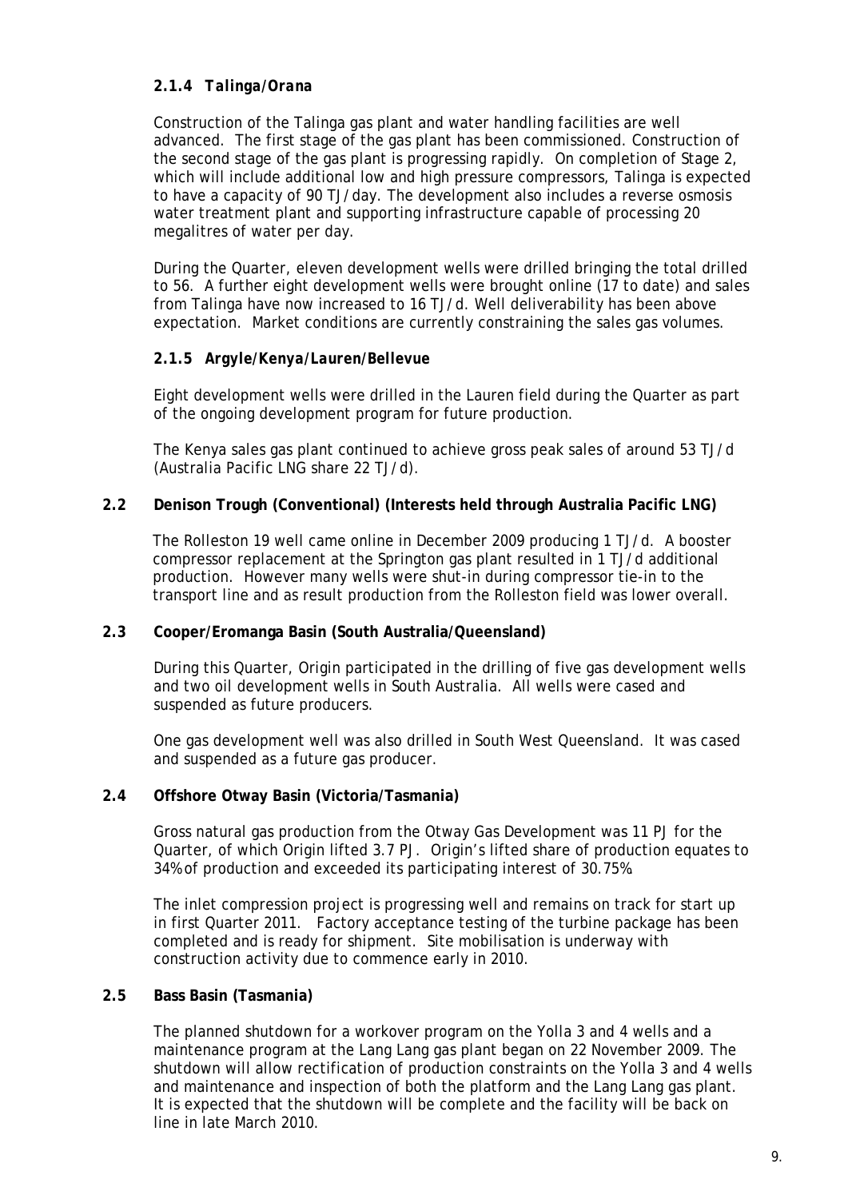#### *2.1.4 Talinga/Orana*

Construction of the Talinga gas plant and water handling facilities are well advanced. The first stage of the gas plant has been commissioned. Construction of the second stage of the gas plant is progressing rapidly. On completion of Stage 2, which will include additional low and high pressure compressors, Talinga is expected to have a capacity of 90 TJ/day. The development also includes a reverse osmosis water treatment plant and supporting infrastructure capable of processing 20 megalitres of water per day.

During the Quarter, eleven development wells were drilled bringing the total drilled to 56. A further eight development wells were brought online (17 to date) and sales from Talinga have now increased to 16 TJ/d. Well deliverability has been above expectation. Market conditions are currently constraining the sales gas volumes.

#### *2.1.5 Argyle/Kenya/Lauren/Bellevue*

Eight development wells were drilled in the Lauren field during the Quarter as part of the ongoing development program for future production.

The Kenya sales gas plant continued to achieve gross peak sales of around 53 TJ/d (Australia Pacific LNG share 22 TJ/d).

### 2.2 Denison Trough (Conventional) (Interests held through Australia Pacific LNG)

The Rolleston 19 well came online in December 2009 producing 1 TJ/d. A booster compressor replacement at the Springton gas plant resulted in 1 TJ/d additional production. However many wells were shut-in during compressor tie-in to the transport line and as result production from the Rolleston field was lower overall.

### 2.3 Cooper/Eromanga Basin (South Australia/Queensland)

During this Quarter, Origin participated in the drilling of five gas development wells and two oil development wells in South Australia. All wells were cased and suspended as future producers.

One gas development well was also drilled in South West Queensland. It was cased and suspended as a future gas producer.

### 2.4 Offshore Otway Basin (Victoria/Tasmania)

Gross natural gas production from the Otway Gas Development was 11 PJ for the Quarter, of which Origin lifted 3.7 PJ. Origin's lifted share of production equates to 34% of production and exceeded its participating interest of 30.75%.

The inlet compression project is progressing well and remains on track for start up in first Quarter 2011. Factory acceptance testing of the turbine package has been completed and is ready for shipment. Site mobilisation is underway with construction activity due to commence early in 2010.

### 2.5 Bass Basin (Tasmania)

The planned shutdown for a workover program on the Yolla 3 and 4 wells and a maintenance program at the Lang Lang gas plant began on 22 November 2009. The shutdown will allow rectification of production constraints on the Yolla 3 and 4 wells and maintenance and inspection of both the platform and the Lang Lang gas plant. It is expected that the shutdown will be complete and the facility will be back on line in late March 2010.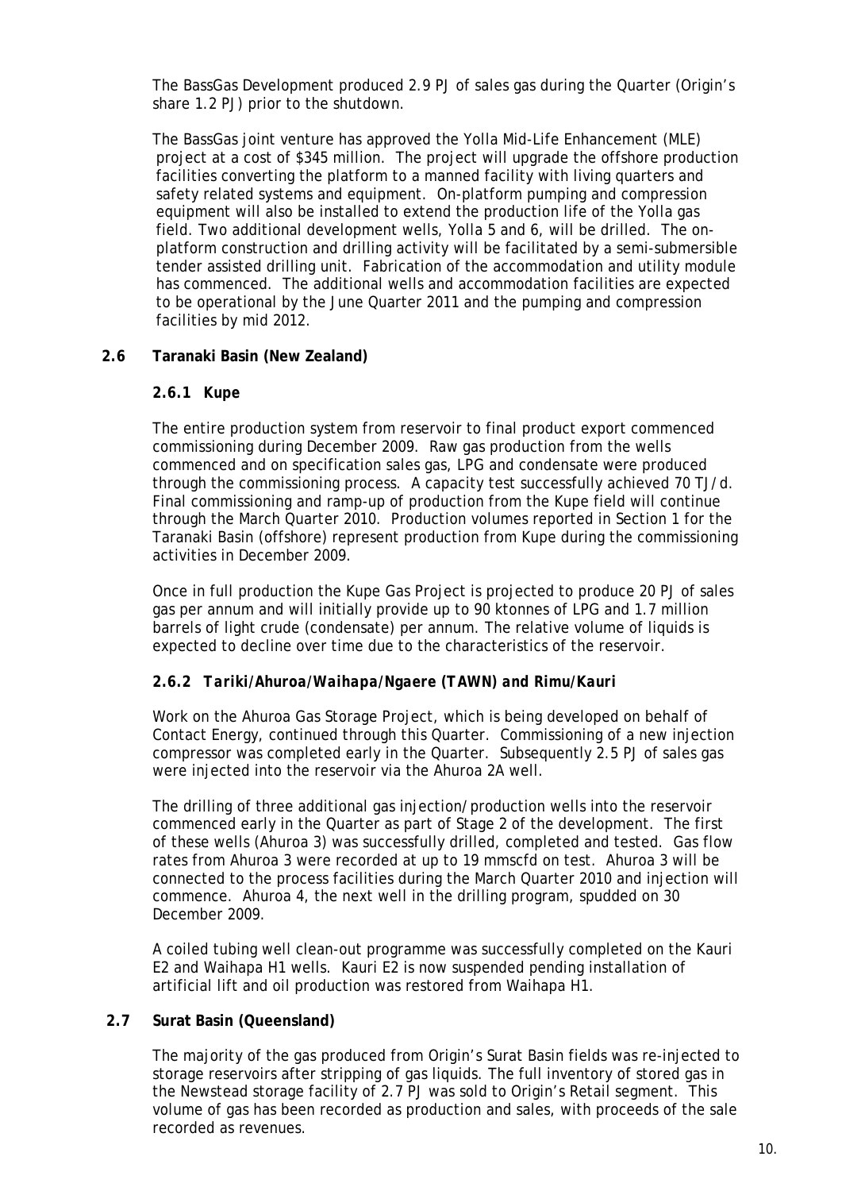The BassGas Development produced 2.9 PJ of sales gas during the Quarter (Origin's share 1.2 PJ) prior to the shutdown.

The BassGas joint venture has approved the Yolla Mid-Life Enhancement (MLE) project at a cost of $345 million. The project will upgrade the offshore production facilities converting the platform to a manned facility with living quarters and safety related systems and equipment. On-platform pumping and compression equipment will also be installed to extend the production life of the Yolla gas field. Two additional development wells, Yolla 5 and 6, will be drilled. The on-platform construction and drilling activity will be facilitated by a semi-submersible tender assisted drilling unit. Fabrication of the accommodation and utility module has commenced. The additional wells and accommodation facilities are expected to be operational by the June Quarter 2011 and the pumping and compression facilities by mid 2012.

## 2.6 Taranaki Basin (New Zealand)

### 2.6.1 Kupe

The entire production system from reservoir to final product export commenced commissioning during December 2009. Raw gas production from the wells commenced and on specification sales gas, LPG and condensate were produced through the commissioning process. A capacity test successfully achieved 70 TJ/d. Final commissioning and ramp-up of production from the Kupe field will continue through the March Quarter 2010. Production volumes reported in Section 1 for the Taranaki Basin (offshore) represent production from Kupe during the commissioning activities in December 2009.

Once in full production the Kupe Gas Project is projected to produce 20 PJ of sales gas per annum and will initially provide up to 90 ktonnes of LPG and 1.7 million barrels of light crude (condensate) per annum. The relative volume of liquids is expected to decline over time due to the characteristics of the reservoir.

### *2.6.2 Tariki/Ahuroa/Waihapa/Ngaere (TAWN) and Rimu/Kauri*

Work on the Ahuroa Gas Storage Project, which is being developed on behalf of Contact Energy, continued through this Quarter. Commissioning of a new injection compressor was completed early in the Quarter. Subsequently 2.5 PJ of sales gas were injected into the reservoir via the Ahuroa 2A well.

The drilling of three additional gas injection/production wells into the reservoir commenced early in the Quarter as part of Stage 2 of the development. The first of these wells (Ahuroa 3) was successfully drilled, completed and tested. Gas flow rates from Ahuroa 3 were recorded at up to 19 mmscfd on test. Ahuroa 3 will be connected to the process facilities during the March Quarter 2010 and injection will commence. Ahuroa 4, the next well in the drilling program, spudded on 30 December 2009.

A coiled tubing well clean-out programme was successfully completed on the Kauri E2 and Waihapa H1 wells. Kauri E2 is now suspended pending installation of artificial lift and oil production was restored from Waihapa H1.

## 2.7 Surat Basin (Queensland)

The majority of the gas produced from Origin's Surat Basin fields was re-injected to storage reservoirs after stripping of gas liquids. The full inventory of stored gas in the Newstead storage facility of 2.7 PJ was sold to Origin's Retail segment. This volume of gas has been recorded as production and sales, with proceeds of the sale recorded as revenues.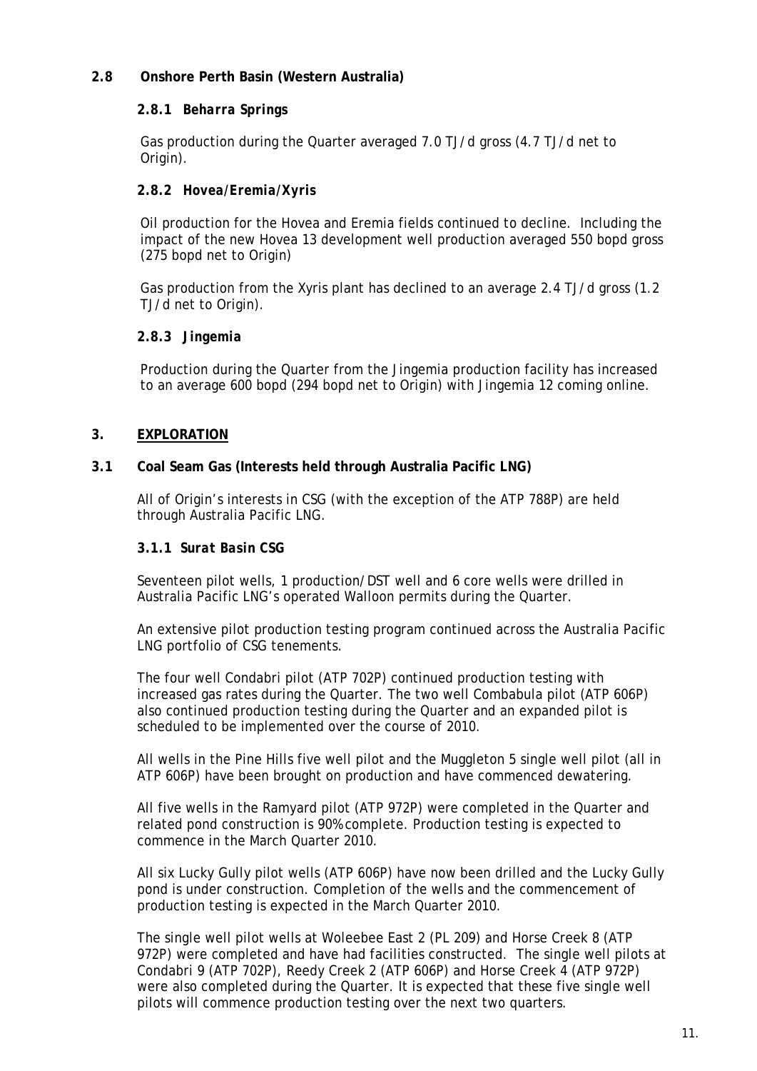## 2.8 Onshore Perth Basin (Western Australia)

### *2.8.1 Beharra Springs*

Gas production during the Quarter averaged 7.0 TJ/d gross (4.7 TJ/d net to Origin).

### *2.8.2 Hovea/Eremia/Xyris*

Oil production for the Hovea and Eremia fields continued to decline. Including the impact of the new Hovea 13 development well production averaged 550 bopd gross (275 bopd net to Origin)

Gas production from the Xyris plant has declined to an average 2.4 TJ/d gross (1.2 TJ/d net to Origin).

### *2.8.3 Jingemia*

Production during the Quarter from the Jingemia production facility has increased to an average 600 bopd (294 bopd net to Origin) with Jingemia 12 coming online.

# 3. EXPLORATION

## 3.1 Coal Seam Gas (Interests held through Australia Pacific LNG)

All of Origin's interests in CSG (with the exception of the ATP 788P) are held through Australia Pacific LNG.

### *3.1.1 Surat Basin CSG*

Seventeen pilot wells, 1 production/DST well and 6 core wells were drilled in Australia Pacific LNG's operated Walloon permits during the Quarter.

An extensive pilot production testing program continued across the Australia Pacific LNG portfolio of CSG tenements.

The four well Condabri pilot (ATP 702P) continued production testing with increased gas rates during the Quarter. The two well Combabula pilot (ATP 606P) also continued production testing during the Quarter and an expanded pilot is scheduled to be implemented over the course of 2010.

All wells in the Pine Hills five well pilot and the Muggleton 5 single well pilot (all in ATP 606P) have been brought on production and have commenced dewatering.

All five wells in the Ramyard pilot (ATP 972P) were completed in the Quarter and related pond construction is 90% complete. Production testing is expected to commence in the March Quarter 2010.

All six Lucky Gully pilot wells (ATP 606P) have now been drilled and the Lucky Gully pond is under construction. Completion of the wells and the commencement of production testing is expected in the March Quarter 2010.

The single well pilot wells at Woleebee East 2 (PL 209) and Horse Creek 8 (ATP 972P) were completed and have had facilities constructed. The single well pilots at Condabri 9 (ATP 702P), Reedy Creek 2 (ATP 606P) and Horse Creek 4 (ATP 972P) were also completed during the Quarter. It is expected that these five single well pilots will commence production testing over the next two quarters.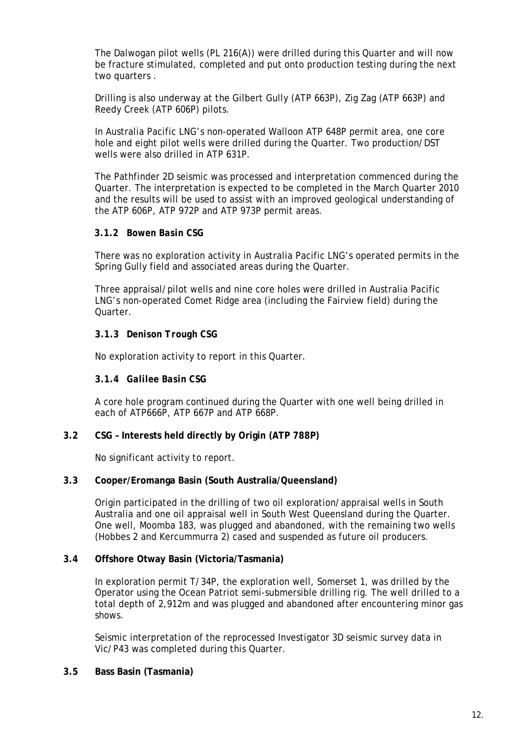The Dalwogan pilot wells (PL 216(A)) were drilled during this Quarter and will now be fracture stimulated, completed and put onto production testing during the next two quarters .

Drilling is also underway at the Gilbert Gully (ATP 663P), Zig Zag (ATP 663P) and Reedy Creek (ATP 606P) pilots.

In Australia Pacific LNG's non-operated Walloon ATP 648P permit area, one core hole and eight pilot wells were drilled during the Quarter. Two production/DST wells were also drilled in ATP 631P.

The Pathfinder 2D seismic was processed and interpretation commenced during the Quarter. The interpretation is expected to be completed in the March Quarter 2010 and the results will be used to assist with an improved geological understanding of the ATP 606P, ATP 972P and ATP 973P permit areas.

#### *3.1.2 Bowen Basin CSG*

There was no exploration activity in Australia Pacific LNG's operated permits in the Spring Gully field and associated areas during the Quarter.

Three appraisal/pilot wells and nine core holes were drilled in Australia Pacific LNG's non-operated Comet Ridge area (including the Fairview field) during the Quarter.

#### *3.1.3 Denison Trough CSG*

No exploration activity to report in this Quarter.

#### *3.1.4 Galilee Basin CSG*

A core hole program continued during the Quarter with one well being drilled in each of ATP666P, ATP 667P and ATP 668P.

### 3.2 CSG – Interests held directly by Origin (ATP 788P)

No significant activity to report.

### 3.3 Cooper/Eromanga Basin (South Australia/Queensland)

Origin participated in the drilling of two oil exploration/appraisal wells in South Australia and one oil appraisal well in South West Queensland during the Quarter. One well, Moomba 183, was plugged and abandoned, with the remaining two wells (Hobbes 2 and Kercummurra 2) cased and suspended as future oil producers.

### 3.4 Offshore Otway Basin (Victoria/Tasmania)

In exploration permit T/34P, the exploration well, Somerset 1, was drilled by the Operator using the Ocean Patriot semi-submersible drilling rig. The well drilled to a total depth of 2,912m and was plugged and abandoned after encountering minor gas shows.

Seismic interpretation of the reprocessed Investigator 3D seismic survey data in Vic/P43 was completed during this Quarter.

### 3.5 Bass Basin (Tasmania)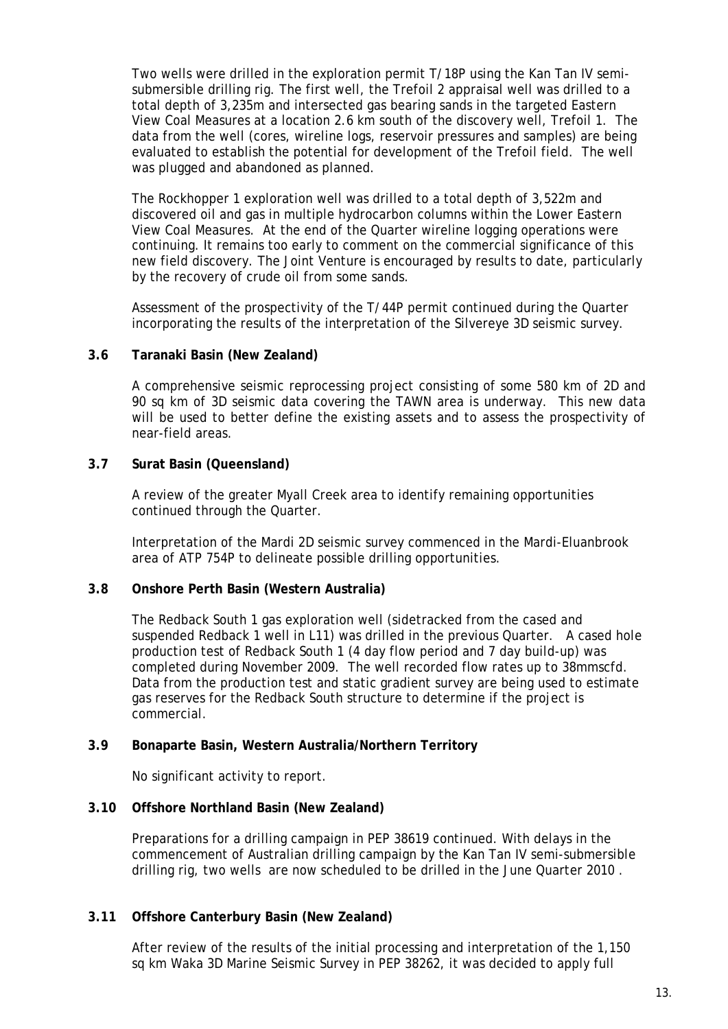Two wells were drilled in the exploration permit T/18P using the Kan Tan IV semi-submersible drilling rig. The first well, the Trefoil 2 appraisal well was drilled to a total depth of 3,235m and intersected gas bearing sands in the targeted Eastern View Coal Measures at a location 2.6 km south of the discovery well, Trefoil 1. The data from the well (cores, wireline logs, reservoir pressures and samples) are being evaluated to establish the potential for development of the Trefoil field. The well was plugged and abandoned as planned.

The Rockhopper 1 exploration well was drilled to a total depth of 3,522m and discovered oil and gas in multiple hydrocarbon columns within the Lower Eastern View Coal Measures. At the end of the Quarter wireline logging operations were continuing. It remains too early to comment on the commercial significance of this new field discovery. The Joint Venture is encouraged by results to date, particularly by the recovery of crude oil from some sands.

Assessment of the prospectivity of the T/44P permit continued during the Quarter incorporating the results of the interpretation of the Silvereye 3D seismic survey.

### 3.6 Taranaki Basin (New Zealand)

A comprehensive seismic reprocessing project consisting of some 580 km of 2D and 90 sq km of 3D seismic data covering the TAWN area is underway. This new data will be used to better define the existing assets and to assess the prospectivity of near-field areas.

### 3.7 Surat Basin (Queensland)

A review of the greater Myall Creek area to identify remaining opportunities continued through the Quarter.

Interpretation of the Mardi 2D seismic survey commenced in the Mardi-Eluanbrook area of ATP 754P to delineate possible drilling opportunities.

### 3.8 Onshore Perth Basin (Western Australia)

The Redback South 1 gas exploration well (sidetracked from the cased and suspended Redback 1 well in L11) was drilled in the previous Quarter. A cased hole production test of Redback South 1 (4 day flow period and 7 day build-up) was completed during November 2009. The well recorded flow rates up to 38mmscfd. Data from the production test and static gradient survey are being used to estimate gas reserves for the Redback South structure to determine if the project is commercial.

### 3.9 Bonaparte Basin, Western Australia/Northern Territory

No significant activity to report.

### 3.10 Offshore Northland Basin (New Zealand)

Preparations for a drilling campaign in PEP 38619 continued. With delays in the commencement of Australian drilling campaign by the Kan Tan IV semi-submersible drilling rig, two wells are now scheduled to be drilled in the June Quarter 2010 .

### 3.11 Offshore Canterbury Basin (New Zealand)

After review of the results of the initial processing and interpretation of the 1,150 sq km Waka 3D Marine Seismic Survey in PEP 38262, it was decided to apply full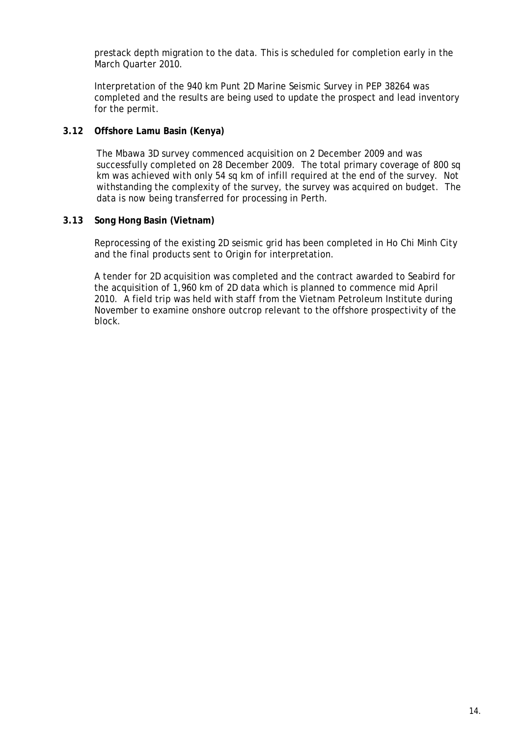prestack depth migration to the data. This is scheduled for completion early in the March Quarter 2010.

Interpretation of the 940 km Punt 2D Marine Seismic Survey in PEP 38264 was completed and the results are being used to update the prospect and lead inventory for the permit.

### 3.12 Offshore Lamu Basin (Kenya)

The Mbawa 3D survey commenced acquisition on 2 December 2009 and was successfully completed on 28 December 2009. The total primary coverage of 800 sq km was achieved with only 54 sq km of infill required at the end of the survey. Not withstanding the complexity of the survey, the survey was acquired on budget. The data is now being transferred for processing in Perth.

### 3.13 Song Hong Basin (Vietnam)

Reprocessing of the existing 2D seismic grid has been completed in Ho Chi Minh City and the final products sent to Origin for interpretation.

A tender for 2D acquisition was completed and the contract awarded to Seabird for the acquisition of 1,960 km of 2D data which is planned to commence mid April 2010. A field trip was held with staff from the Vietnam Petroleum Institute during November to examine onshore outcrop relevant to the offshore prospectivity of the block.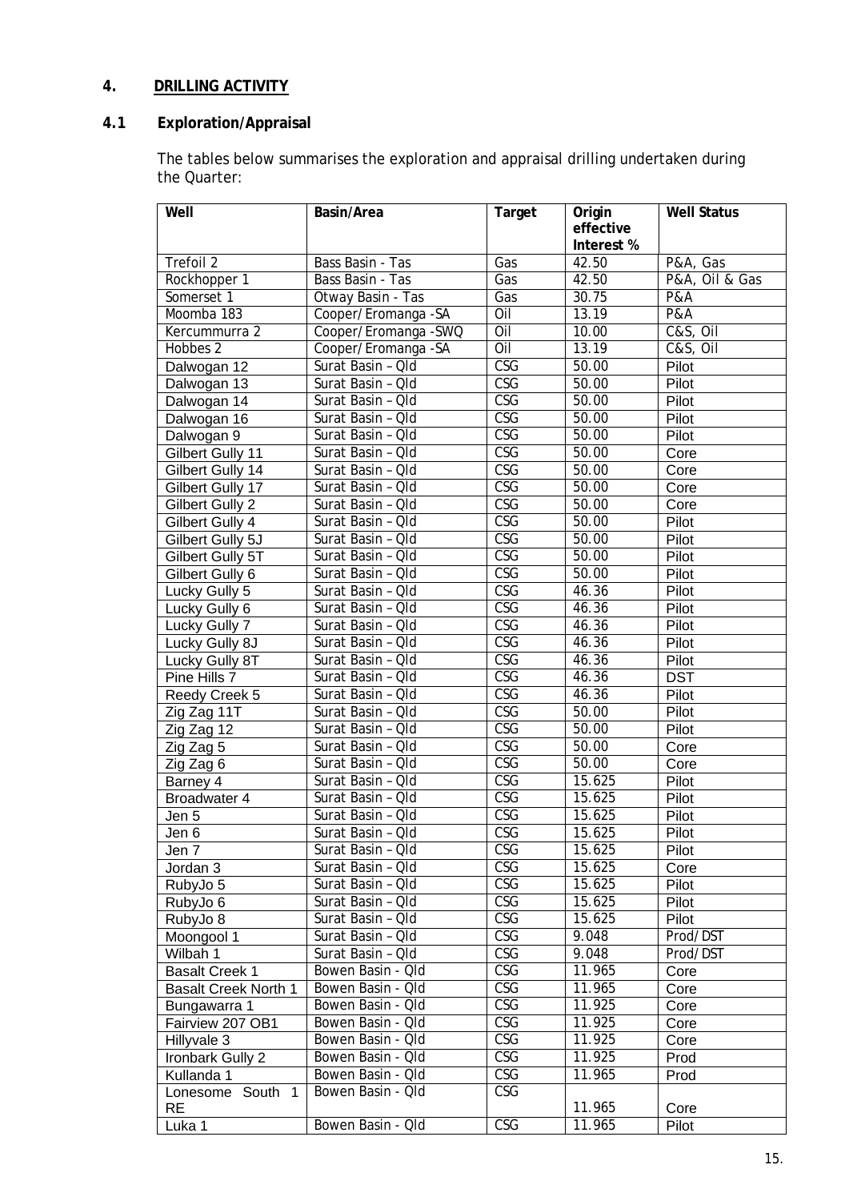## 4. DRILLING ACTIVITY

### 4.1 Exploration/Appraisal

The tables below summarises the exploration and appraisal drilling undertaken during the Quarter:

| Well | Basin/Area | Target | Origin effective Interest % | Well Status |
|---|---|---|---|---|
| Trefoil 2 | Bass Basin - Tas | Gas | 42.50 | P&A, Gas |
| Rockhopper 1 | Bass Basin - Tas | Gas | 42.50 | P&A, Oil & Gas |
| Somerset 1 | Otway Basin - Tas | Gas | 30.75 | P&A |
| Moomba 183 | Cooper/Eromanga -SA | Oil | 13.19 | P&A |
| Kercummurra 2 | Cooper/Eromanga -SWQ | Oil | 10.00 | C&S, Oil |
| Hobbes 2 | Cooper/Eromanga -SA | Oil | 13.19 | C&S, Oil |
| Dalwogan 12 | Surat Basin – Qld | CSG | 50.00 | Pilot |
| Dalwogan 13 | Surat Basin – Qld | CSG | 50.00 | Pilot |
| Dalwogan 14 | Surat Basin – Qld | CSG | 50.00 | Pilot |
| Dalwogan 16 | Surat Basin – Qld | CSG | 50.00 | Pilot |
| Dalwogan 9 | Surat Basin – Qld | CSG | 50.00 | Pilot |
| Gilbert Gully 11 | Surat Basin – Qld | CSG | 50.00 | Core |
| Gilbert Gully 14 | Surat Basin – Qld | CSG | 50.00 | Core |
| Gilbert Gully 17 | Surat Basin – Qld | CSG | 50.00 | Core |
| Gilbert Gully 2 | Surat Basin – Qld | CSG | 50.00 | Core |
| Gilbert Gully 4 | Surat Basin – Qld | CSG | 50.00 | Pilot |
| Gilbert Gully 5J | Surat Basin – Qld | CSG | 50.00 | Pilot |
| Gilbert Gully 5T | Surat Basin – Qld | CSG | 50.00 | Pilot |
| Gilbert Gully 6 | Surat Basin – Qld | CSG | 50.00 | Pilot |
| Lucky Gully 5 | Surat Basin – Qld | CSG | 46.36 | Pilot |
| Lucky Gully 6 | Surat Basin – Qld | CSG | 46.36 | Pilot |
| Lucky Gully 7 | Surat Basin – Qld | CSG | 46.36 | Pilot |
| Lucky Gully 8J | Surat Basin – Qld | CSG | 46.36 | Pilot |
| Lucky Gully 8T | Surat Basin – Qld | CSG | 46.36 | Pilot |
| Pine Hills 7 | Surat Basin – Qld | CSG | 46.36 | DST |
| Reedy Creek 5 | Surat Basin – Qld | CSG | 46.36 | Pilot |
| Zig Zag 11T | Surat Basin – Qld | CSG | 50.00 | Pilot |
| Zig Zag 12 | Surat Basin – Qld | CSG | 50.00 | Pilot |
| Zig Zag 5 | Surat Basin – Qld | CSG | 50.00 | Core |
| Zig Zag 6 | Surat Basin – Qld | CSG | 50.00 | Core |
| Barney 4 | Surat Basin – Qld | CSG | 15.625 | Pilot |
| Broadwater 4 | Surat Basin – Qld | CSG | 15.625 | Pilot |
| Jen 5 | Surat Basin – Qld | CSG | 15.625 | Pilot |
| Jen 6 | Surat Basin – Qld | CSG | 15.625 | Pilot |
| Jen 7 | Surat Basin – Qld | CSG | 15.625 | Pilot |
| Jordan 3 | Surat Basin – Qld | CSG | 15.625 | Core |
| RubyJo 5 | Surat Basin – Qld | CSG | 15.625 | Pilot |
| RubyJo 6 | Surat Basin – Qld | CSG | 15.625 | Pilot |
| RubyJo 8 | Surat Basin – Qld | CSG | 15.625 | Pilot |
| Moongool 1 | Surat Basin – Qld | CSG | 9.048 | Prod/DST |
| Wilbah 1 | Surat Basin – Qld | CSG | 9.048 | Prod/DST |
| Basalt Creek 1 | Bowen Basin - Qld | CSG | 11.965 | Core |
| Basalt Creek North 1 | Bowen Basin - Qld | CSG | 11.965 | Core |
| Bungawarra 1 | Bowen Basin - Qld | CSG | 11.925 | Core |
| Fairview 207 OB1 | Bowen Basin - Qld | CSG | 11.925 | Core |
| Hillyvale 3 | Bowen Basin - Qld | CSG | 11.925 | Core |
| Ironbark Gully 2 | Bowen Basin - Qld | CSG | 11.925 | Prod |
| Kullanda 1 | Bowen Basin - Qld | CSG | 11.965 | Prod |
| Lonesome South 1 RE | Bowen Basin - Qld | CSG | 11.965 | Core |
| Luka 1 | Bowen Basin - Qld | CSG | 11.965 | Pilot |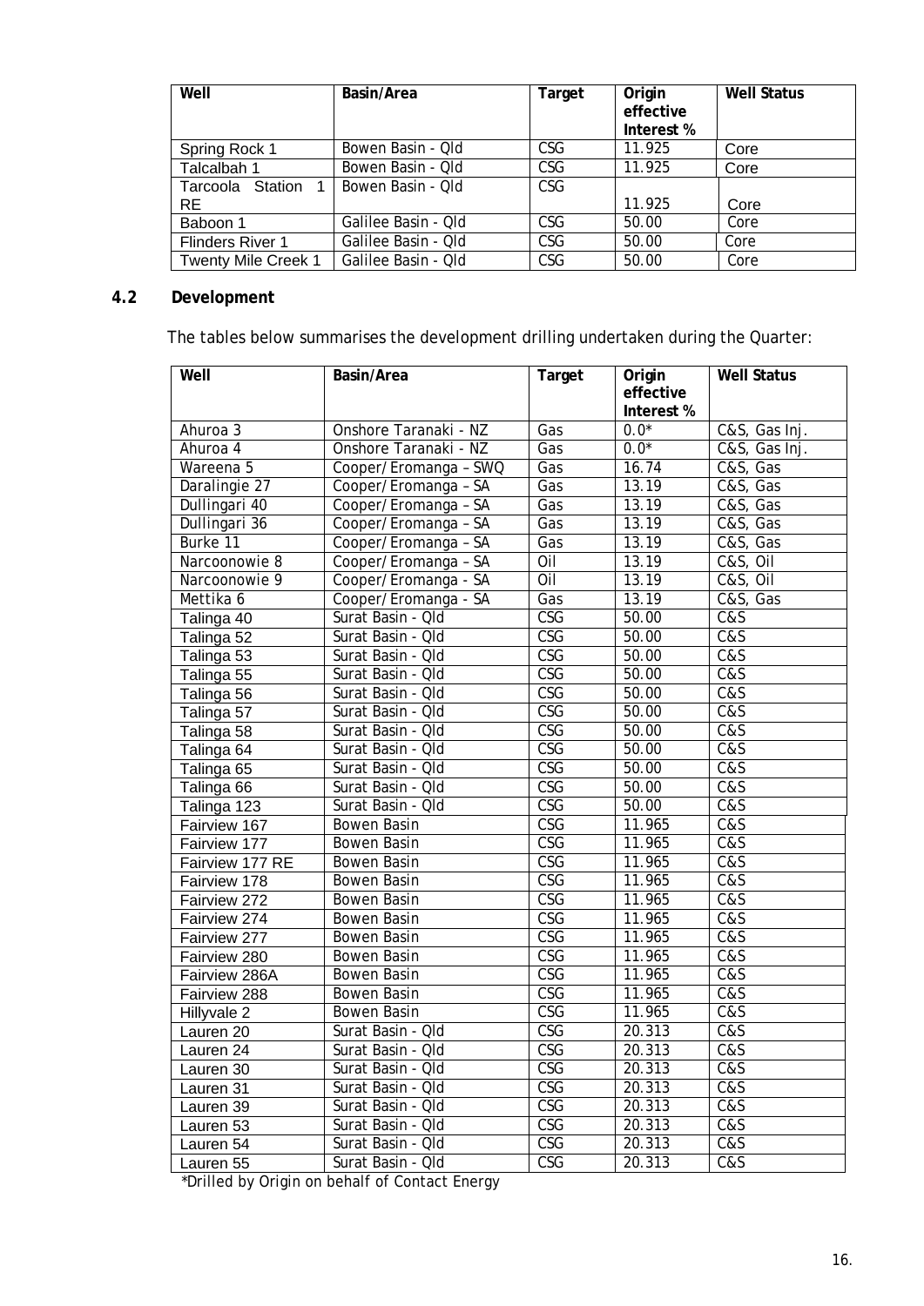| Well | Basin/Area | Target | Origin effective Interest % | Well Status |
|---|---|---|---|---|
| Spring Rock 1 | Bowen Basin - Qld | CSG | 11.925 | Core |
| Talcalbah 1 | Bowen Basin - Qld | CSG | 11.925 | Core |
| Tarcoola Station 1 RE | Bowen Basin - Qld | CSG | 11.925 | Core |
| Baboon 1 | Galilee Basin - Qld | CSG | 50.00 | Core |
| Flinders River 1 | Galilee Basin - Qld | CSG | 50.00 | Core |
| Twenty Mile Creek 1 | Galilee Basin - Qld | CSG | 50.00 | Core |

## 4.2 Development

The tables below summarises the development drilling undertaken during the Quarter:

| Well | Basin/Area | Target | Origin effective Interest % | Well Status |
|---|---|---|---|---|
| Ahuroa 3 | Onshore Taranaki - NZ | Gas | 0.0* | C&S, Gas Inj. |
| Ahuroa 4 | Onshore Taranaki - NZ | Gas | 0.0* | C&S, Gas Inj. |
| Wareena 5 | Cooper/Eromanga – SWQ | Gas | 16.74 | C&S, Gas |
| Daralingie 27 | Cooper/Eromanga – SA | Gas | 13.19 | C&S, Gas |
| Dullingari 40 | Cooper/Eromanga – SA | Gas | 13.19 | C&S, Gas |
| Dullingari 36 | Cooper/Eromanga – SA | Gas | 13.19 | C&S, Gas |
| Burke 11 | Cooper/Eromanga – SA | Gas | 13.19 | C&S, Gas |
| Narcoonowie 8 | Cooper/Eromanga – SA | Oil | 13.19 | C&S, Oil |
| Narcoonowie 9 | Cooper/Eromanga - SA | Oil | 13.19 | C&S, Oil |
| Mettika 6 | Cooper/Eromanga - SA | Gas | 13.19 | C&S, Gas |
| Talinga 40 | Surat Basin - Qld | CSG | 50.00 | C&S |
| Talinga 52 | Surat Basin - Qld | CSG | 50.00 | C&S |
| Talinga 53 | Surat Basin - Qld | CSG | 50.00 | C&S |
| Talinga 55 | Surat Basin - Qld | CSG | 50.00 | C&S |
| Talinga 56 | Surat Basin - Qld | CSG | 50.00 | C&S |
| Talinga 57 | Surat Basin - Qld | CSG | 50.00 | C&S |
| Talinga 58 | Surat Basin - Qld | CSG | 50.00 | C&S |
| Talinga 64 | Surat Basin - Qld | CSG | 50.00 | C&S |
| Talinga 65 | Surat Basin - Qld | CSG | 50.00 | C&S |
| Talinga 66 | Surat Basin - Qld | CSG | 50.00 | C&S |
| Talinga 123 | Surat Basin - Qld | CSG | 50.00 | C&S |
| Fairview 167 | Bowen Basin | CSG | 11.965 | C&S |
| Fairview 177 | Bowen Basin | CSG | 11.965 | C&S |
| Fairview 177 RE | Bowen Basin | CSG | 11.965 | C&S |
| Fairview 178 | Bowen Basin | CSG | 11.965 | C&S |
| Fairview 272 | Bowen Basin | CSG | 11.965 | C&S |
| Fairview 274 | Bowen Basin | CSG | 11.965 | C&S |
| Fairview 277 | Bowen Basin | CSG | 11.965 | C&S |
| Fairview 280 | Bowen Basin | CSG | 11.965 | C&S |
| Fairview 286A | Bowen Basin | CSG | 11.965 | C&S |
| Fairview 288 | Bowen Basin | CSG | 11.965 | C&S |
| Hillyvale 2 | Bowen Basin | CSG | 11.965 | C&S |
| Lauren 20 | Surat Basin - Qld | CSG | 20.313 | C&S |
| Lauren 24 | Surat Basin - Qld | CSG | 20.313 | C&S |
| Lauren 30 | Surat Basin - Qld | CSG | 20.313 | C&S |
| Lauren 31 | Surat Basin - Qld | CSG | 20.313 | C&S |
| Lauren 39 | Surat Basin - Qld | CSG | 20.313 | C&S |
| Lauren 53 | Surat Basin - Qld | CSG | 20.313 | C&S |
| Lauren 54 | Surat Basin - Qld | CSG | 20.313 | C&S |
| Lauren 55 | Surat Basin - Qld | CSG | 20.313 | C&S |

*Drilled by Origin on behalf of Contact Energy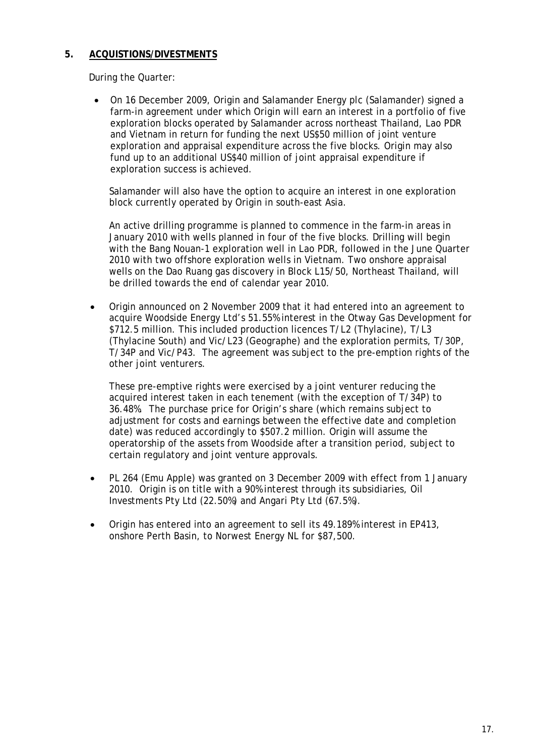## 5. ACQUISTIONS/DIVESTMENTS

During the Quarter:

- On 16 December 2009, Origin and Salamander Energy plc (Salamander) signed a farm-in agreement under which Origin will earn an interest in a portfolio of five exploration blocks operated by Salamander across northeast Thailand, Lao PDR and Vietnam in return for funding the next US$50 million of joint venture exploration and appraisal expenditure across the five blocks. Origin may also fund up to an additional US$40 million of joint appraisal expenditure if exploration success is achieved.

  Salamander will also have the option to acquire an interest in one exploration block currently operated by Origin in south-east Asia.

  An active drilling programme is planned to commence in the farm-in areas in January 2010 with wells planned in four of the five blocks. Drilling will begin with the Bang Nouan-1 exploration well in Lao PDR, followed in the June Quarter 2010 with two offshore exploration wells in Vietnam. Two onshore appraisal wells on the Dao Ruang gas discovery in Block L15/50, Northeast Thailand, will be drilled towards the end of calendar year 2010.

- Origin announced on 2 November 2009 that it had entered into an agreement to acquire Woodside Energy Ltd's 51.55% interest in the Otway Gas Development for $712.5 million. This included production licences T/L2 (Thylacine), T/L3 (Thylacine South) and Vic/L23 (Geographe) and the exploration permits, T/30P, T/34P and Vic/P43. The agreement was subject to the pre-emption rights of the other joint venturers.

  These pre-emptive rights were exercised by a joint venturer reducing the acquired interest taken in each tenement (with the exception of T/34P) to 36.48%. The purchase price for Origin's share (which remains subject to adjustment for costs and earnings between the effective date and completion date) was reduced accordingly to $507.2 million. Origin will assume the operatorship of the assets from Woodside after a transition period, subject to certain regulatory and joint venture approvals.

- PL 264 (Emu Apple) was granted on 3 December 2009 with effect from 1 January 2010. Origin is on title with a 90% interest through its subsidiaries, Oil Investments Pty Ltd (22.50%) and Angari Pty Ltd (67.5%).

- Origin has entered into an agreement to sell its 49.189% interest in EP413, onshore Perth Basin, to Norwest Energy NL for $87,500.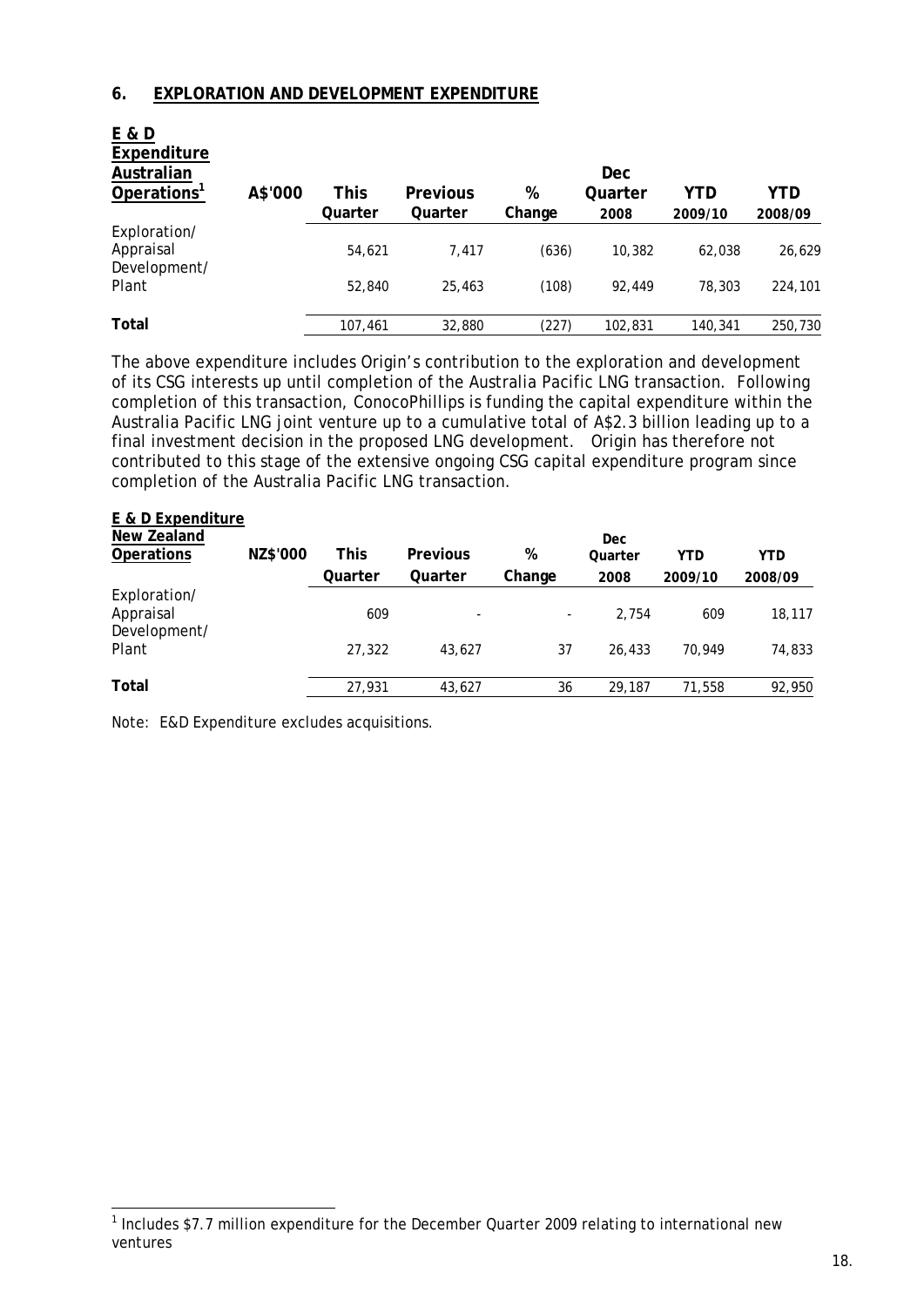## 6. EXPLORATION AND DEVELOPMENT EXPENDITURE

| E & D Expenditure Australian Operations[1] | A$'000 | This Quarter | Previous Quarter | % Change | Dec Quarter 2008 | YTD 2009/10 | YTD 2008/09 |
|---|---|---|---|---|---|---|---|
| Exploration/ Appraisal | | 54,621 | 7,417 | (636) | 10,382 | 62,038 | 26,629 |
| Development/ Plant | | 52,840 | 25,463 | (108) | 92,449 | 78,303 | 224,101 |
| Total | | 107,461 | 32,880 | (227) | 102,831 | 140,341 | 250,730 |

The above expenditure includes Origin's contribution to the exploration and development of its CSG interests up until completion of the Australia Pacific LNG transaction. Following completion of this transaction, ConocoPhillips is funding the capital expenditure within the Australia Pacific LNG joint venture up to a cumulative total of A$2.3 billion leading up to a final investment decision in the proposed LNG development. Origin has therefore not contributed to this stage of the extensive ongoing CSG capital expenditure program since completion of the Australia Pacific LNG transaction.

| E & D Expenditure New Zealand Operations | NZ$'000 | This Quarter | Previous Quarter | % Change | Dec Quarter 2008 | YTD 2009/10 | YTD 2008/09 |
|---|---|---|---|---|---|---|---|
| Exploration/ Appraisal | | 609 | - | - | 2,754 | 609 | 18,117 |
| Development/ Plant | | 27,322 | 43,627 | 37 | 26,433 | 70,949 | 74,833 |
| Total | | 27,931 | 43,627 | 36 | 29,187 | 71,558 | 92,950 |

Note: E&D Expenditure excludes acquisitions.

[1] Includes $7.7 million expenditure for the December Quarter 2009 relating to international new ventures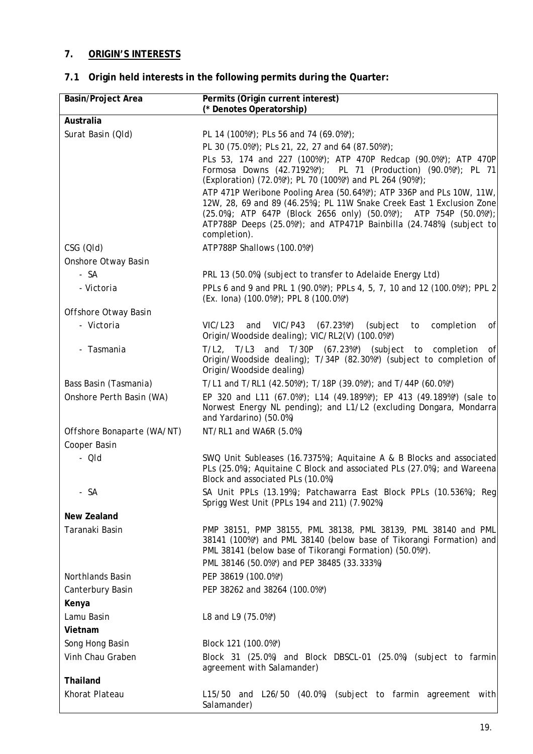## 7. ORIGIN'S INTERESTS

### 7.1 Origin held interests in the following permits during the Quarter:

| Basin/Project Area | Permits (Origin current interest)<br>(* Denotes Operatorship) |
|---|---|
| **Australia** | |
| Surat Basin (Qld) | PL 14 (100%*); PLs 56 and 74 (69.0%*);<br>PL 30 (75.0%*); PLs 21, 22, 27 and 64 (87.50%*);<br>PLs 53, 174 and 227 (100%*); ATP 470P Redcap (90.0%*); ATP 470P Formosa Downs (42.7192%*); PL 71 (Production) (90.0%*); PL 71 (Exploration) (72.0%*); PL 70 (100%*) and PL 264 (90%*);<br>ATP 471P Weribone Pooling Area (50.64%*); ATP 336P and PLs 10W, 11W, 12W, 28, 69 and 89 (46.25%); PL 11W Snake Creek East 1 Exclusion Zone (25.0%); ATP 647P (Block 2656 only) (50.0%*); ATP 754P (50.0%*); ATP788P Deeps (25.0%*); and ATP471P Bainbilla (24.748%) (subject to completion). |
| CSG (Qld) | ATP788P Shallows (100.0%*) |
| Onshore Otway Basin | |
| - SA | PRL 13 (50.0%) (subject to transfer to Adelaide Energy Ltd) |
| - Victoria | PPLs 6 and 9 and PRL 1 (90.0%*); PPLs 4, 5, 7, 10 and 12 (100.0%*); PPL 2 (Ex. Iona) (100.0%*); PPL 8 (100.0%*) |
| Offshore Otway Basin | |
| - Victoria | VIC/L23 and VIC/P43 (67.23%*) (subject to completion of Origin/Woodside dealing); VIC/RL2(V) (100.0%*) |
| - Tasmania | T/L2, T/L3 and T/30P (67.23%*) (subject to completion of Origin/Woodside dealing); T/34P (82.30%*) (subject to completion of Origin/Woodside dealing) |
| Bass Basin (Tasmania) | T/L1 and T/RL1 (42.50%*); T/18P (39.0%*); and T/44P (60.0%*) |
| Onshore Perth Basin (WA) | EP 320 and L11 (67.0%*); L14 (49.189%*); EP 413 (49.189%*) (sale to Norwest Energy NL pending); and L1/L2 (excluding Dongara, Mondarra and Yardarino) (50.0%) |
| Offshore Bonaparte (WA/NT) | NT/RL1 and WA6R (5.0%) |
| Cooper Basin | |
| - Qld | SWQ Unit Subleases (16.7375%); Aquitaine A & B Blocks and associated PLs (25.0%); Aquitaine C Block and associated PLs (27.0%); and Wareena Block and associated PLs (10.0%) |
| - SA | SA Unit PPLs (13.19%); Patchawarra East Block PPLs (10.536%); Reg Sprigg West Unit (PPLs 194 and 211) (7.902%) |
| **New Zealand** | |
| Taranaki Basin | PMP 38151, PMP 38155, PML 38138, PML 38139, PML 38140 and PML 38141 (100%*) and PML 38140 (below base of Tikorangi Formation) and PML 38141 (below base of Tikorangi Formation) (50.0%*).<br>PML 38146 (50.0%*) and PEP 38485 (33.333%) |
| Northlands Basin | PEP 38619 (100.0%*) |
| Canterbury Basin | PEP 38262 and 38264 (100.0%*) |
| **Kenya** | |
| Lamu Basin | L8 and L9 (75.0%*) |
| **Vietnam** | |
| Song Hong Basin | Block 121 (100.0%*) |
| Vinh Chau Graben | Block 31 (25.0%) and Block DBSCL-01 (25.0%) (subject to farmin agreement with Salamander) |
| **Thailand** | |
| Khorat Plateau | L15/50 and L26/50 (40.0%) (subject to farmin agreement with Salamander) |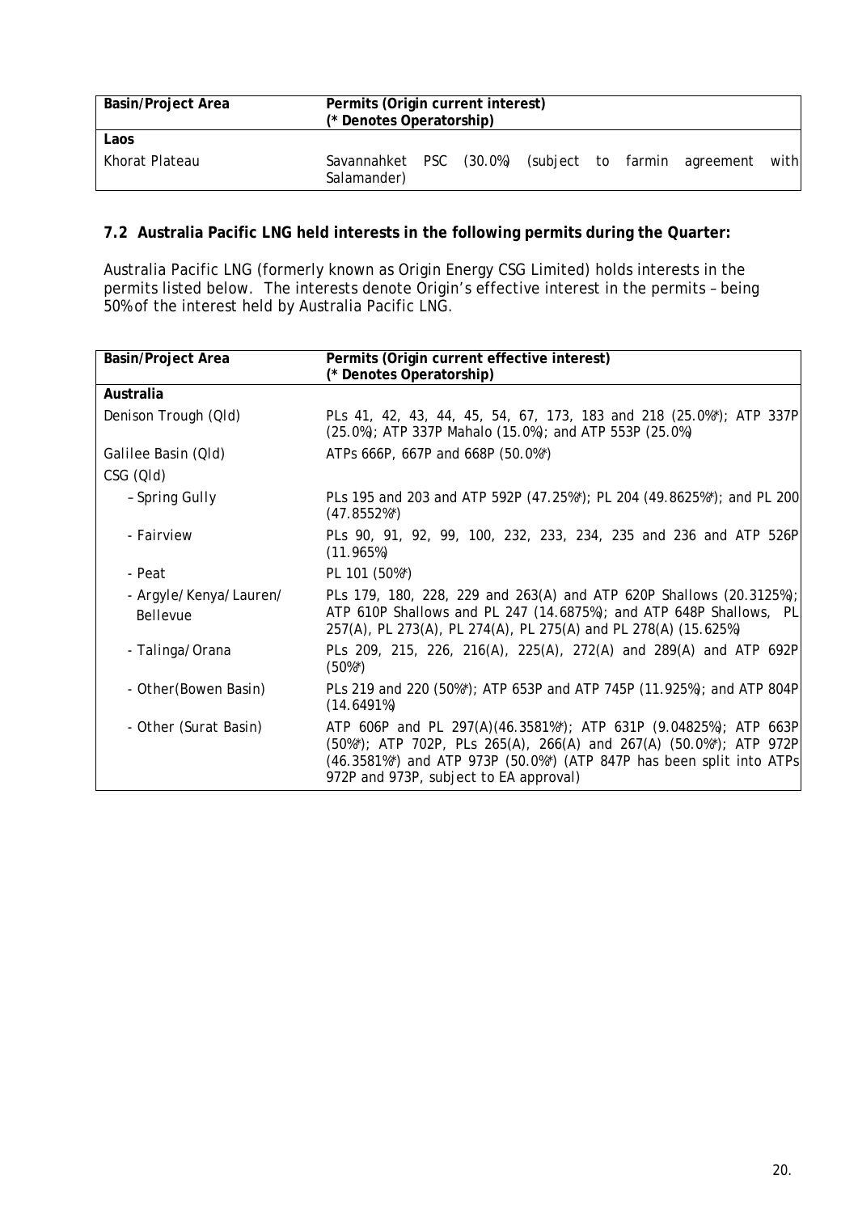| Basin/Project Area | Permits (Origin current interest)<br>(* Denotes Operatorship) |
|---|---|
| **Laos** | |
| Khorat Plateau | Savannahket PSC (30.0%) (subject to farmin agreement with Salamander) |

**7.2 Australia Pacific LNG held interests in the following permits during the Quarter:**

Australia Pacific LNG (formerly known as Origin Energy CSG Limited) holds interests in the permits listed below. The interests denote Origin's effective interest in the permits – being 50% of the interest held by Australia Pacific LNG.

| Basin/Project Area | Permits (Origin current effective interest)<br>(* Denotes Operatorship) |
|---|---|
| **Australia** | |
| Denison Trough (Qld) | PLs 41, 42, 43, 44, 45, 54, 67, 173, 183 and 218 (25.0%*); ATP 337P (25.0%); ATP 337P Mahalo (15.0%); and ATP 553P (25.0%) |
| Galilee Basin (Qld) | ATPs 666P, 667P and 668P (50.0%*) |
| CSG (Qld) | |
| – Spring Gully | PLs 195 and 203 and ATP 592P (47.25%*); PL 204 (49.8625%*); and PL 200 (47.8552%*) |
| - Fairview | PLs 90, 91, 92, 99, 100, 232, 233, 234, 235 and 236 and ATP 526P (11.965%) |
| - Peat | PL 101 (50%*) |
| - Argyle/Kenya/Lauren/ Bellevue | PLs 179, 180, 228, 229 and 263(A) and ATP 620P Shallows (20.3125%); ATP 610P Shallows and PL 247 (14.6875%); and ATP 648P Shallows, PL 257(A), PL 273(A), PL 274(A), PL 275(A) and PL 278(A) (15.625%) |
| - Talinga/Orana | PLs 209, 215, 226, 216(A), 225(A), 272(A) and 289(A) and ATP 692P (50%*) |
| - Other(Bowen Basin) | PLs 219 and 220 (50%*); ATP 653P and ATP 745P (11.925%); and ATP 804P (14.6491%) |
| - Other (Surat Basin) | ATP 606P and PL 297(A)(46.3581%*); ATP 631P (9.04825%); ATP 663P (50%*); ATP 702P, PLs 265(A), 266(A) and 267(A) (50.0%*); ATP 972P (46.3581%*) and ATP 973P (50.0%*) (ATP 847P has been split into ATPs 972P and 973P, subject to EA approval) |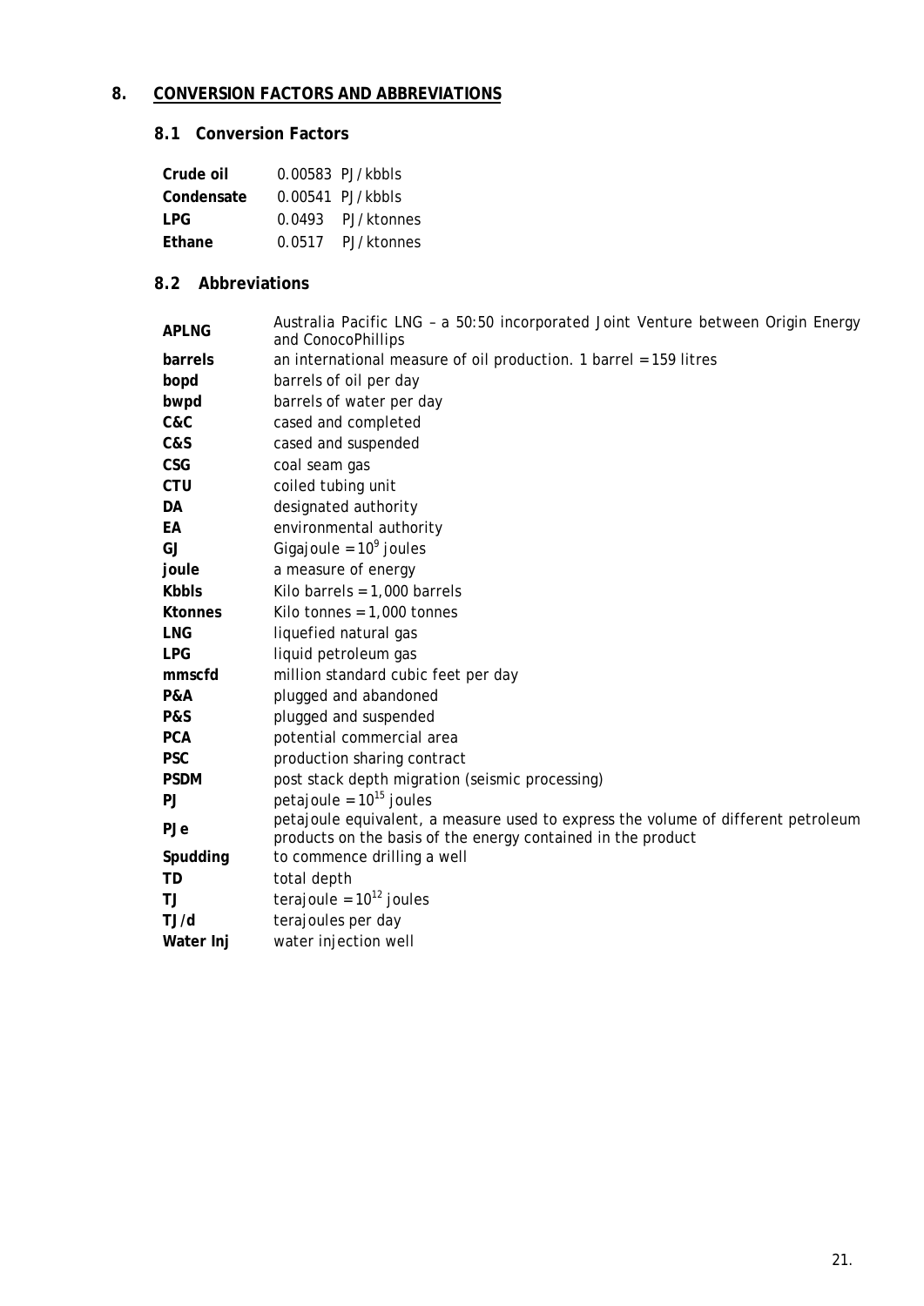# 8. CONVERSION FACTORS AND ABBREVIATIONS

## 8.1 Conversion Factors

| | |
|---|---|
| **Crude oil** | 0.00583 PJ/kbbls |
| **Condensate** | 0.00541 PJ/kbbls |
| **LPG** | 0.0493 PJ/ktonnes |
| **Ethane** | 0.0517 PJ/ktonnes |

## 8.2 Abbreviations

| | |
|---|---|
| **APLNG** | Australia Pacific LNG – a 50:50 incorporated Joint Venture between Origin Energy and ConocoPhillips |
| **barrels** | an international measure of oil production. 1 barrel = 159 litres |
| **bopd** | barrels of oil per day |
| **bwpd** | barrels of water per day |
| **C&C** | cased and completed |
| **C&S** | cased and suspended |
| **CSG** | coal seam gas |
| **CTU** | coiled tubing unit |
| **DA** | designated authority |
| **EA** | environmental authority |
| **GJ** | Gigajoule = $10^9$ joules |
| **joule** | a measure of energy |
| **Kbbls** | Kilo barrels = 1,000 barrels |
| **Ktonnes** | Kilo tonnes = 1,000 tonnes |
| **LNG** | liquefied natural gas |
| **LPG** | liquid petroleum gas |
| **mmscfd** | million standard cubic feet per day |
| **P&A** | plugged and abandoned |
| **P&S** | plugged and suspended |
| **PCA** | potential commercial area |
| **PSC** | production sharing contract |
| **PSDM** | post stack depth migration (seismic processing) |
| **PJ** | petajoule = $10^{15}$ joules |
| **PJe** | petajoule equivalent, a measure used to express the volume of different petroleum products on the basis of the energy contained in the product |
| **Spudding** | to commence drilling a well |
| **TD** | total depth |
| **TJ** | terajoule = $10^{12}$ joules |
| **TJ/d** | terajoules per day |
| **Water Inj** | water injection well |